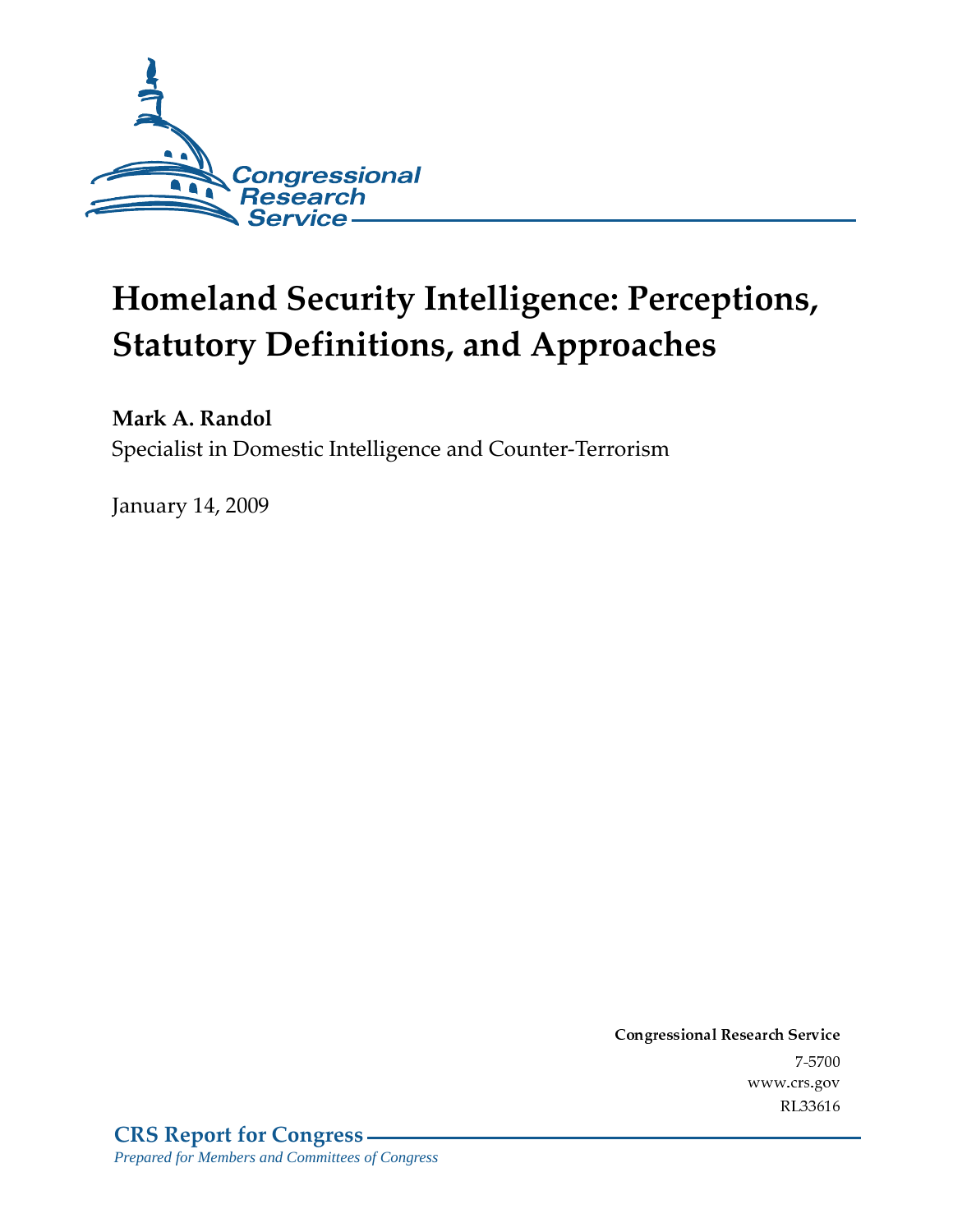Congressional Research Service

# Homeland Security Intelligence: Perceptions, Statutory Definitions, and Approaches

**Mark A. Randol**

Specialist in Domestic Intelligence and Counter-Terrorism

January 14, 2009

**Congressional Research Service**

7-5700

www.crs.gov

RL33616

**CRS Report for Congress**

*Prepared for Members and Committees of Congress*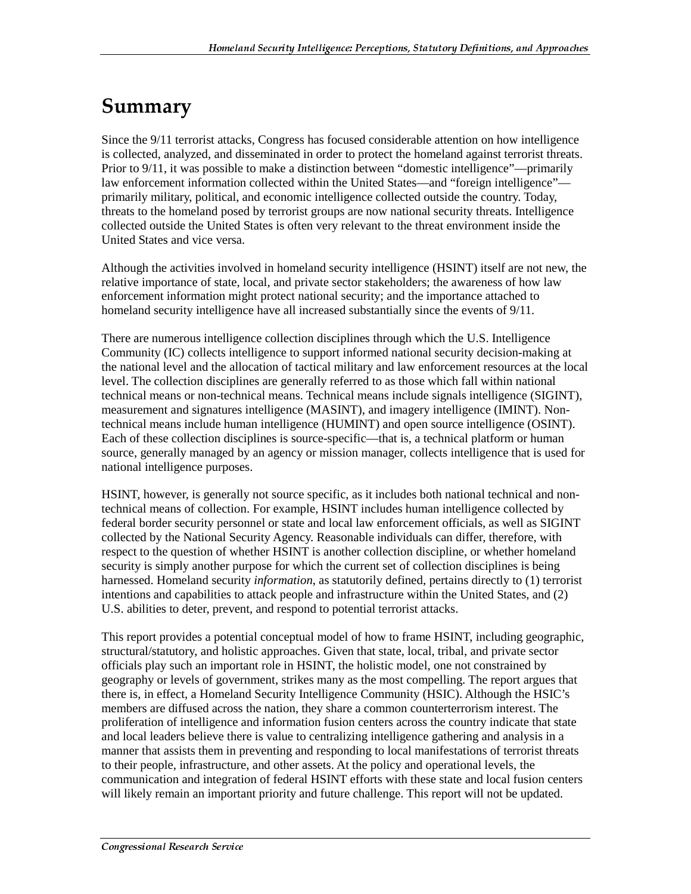# Summary

Since the 9/11 terrorist attacks, Congress has focused considerable attention on how intelligence is collected, analyzed, and disseminated in order to protect the homeland against terrorist threats. Prior to 9/11, it was possible to make a distinction between "domestic intelligence"—primarily law enforcement information collected within the United States—and "foreign intelligence"—primarily military, political, and economic intelligence collected outside the country. Today, threats to the homeland posed by terrorist groups are now national security threats. Intelligence collected outside the United States is often very relevant to the threat environment inside the United States and vice versa.

Although the activities involved in homeland security intelligence (HSINT) itself are not new, the relative importance of state, local, and private sector stakeholders; the awareness of how law enforcement information might protect national security; and the importance attached to homeland security intelligence have all increased substantially since the events of 9/11.

There are numerous intelligence collection disciplines through which the U.S. Intelligence Community (IC) collects intelligence to support informed national security decision-making at the national level and the allocation of tactical military and law enforcement resources at the local level. The collection disciplines are generally referred to as those which fall within national technical means or non-technical means. Technical means include signals intelligence (SIGINT), measurement and signatures intelligence (MASINT), and imagery intelligence (IMINT). Non-technical means include human intelligence (HUMINT) and open source intelligence (OSINT). Each of these collection disciplines is source-specific—that is, a technical platform or human source, generally managed by an agency or mission manager, collects intelligence that is used for national intelligence purposes.

HSINT, however, is generally not source specific, as it includes both national technical and non-technical means of collection. For example, HSINT includes human intelligence collected by federal border security personnel or state and local law enforcement officials, as well as SIGINT collected by the National Security Agency. Reasonable individuals can differ, therefore, with respect to the question of whether HSINT is another collection discipline, or whether homeland security is simply another purpose for which the current set of collection disciplines is being harnessed. Homeland security *information*, as statutorily defined, pertains directly to (1) terrorist intentions and capabilities to attack people and infrastructure within the United States, and (2) U.S. abilities to deter, prevent, and respond to potential terrorist attacks.

This report provides a potential conceptual model of how to frame HSINT, including geographic, structural/statutory, and holistic approaches. Given that state, local, tribal, and private sector officials play such an important role in HSINT, the holistic model, one not constrained by geography or levels of government, strikes many as the most compelling. The report argues that there is, in effect, a Homeland Security Intelligence Community (HSIC). Although the HSIC's members are diffused across the nation, they share a common counterterrorism interest. The proliferation of intelligence and information fusion centers across the country indicate that state and local leaders believe there is value to centralizing intelligence gathering and analysis in a manner that assists them in preventing and responding to local manifestations of terrorist threats to their people, infrastructure, and other assets. At the policy and operational levels, the communication and integration of federal HSINT efforts with these state and local fusion centers will likely remain an important priority and future challenge. This report will not be updated.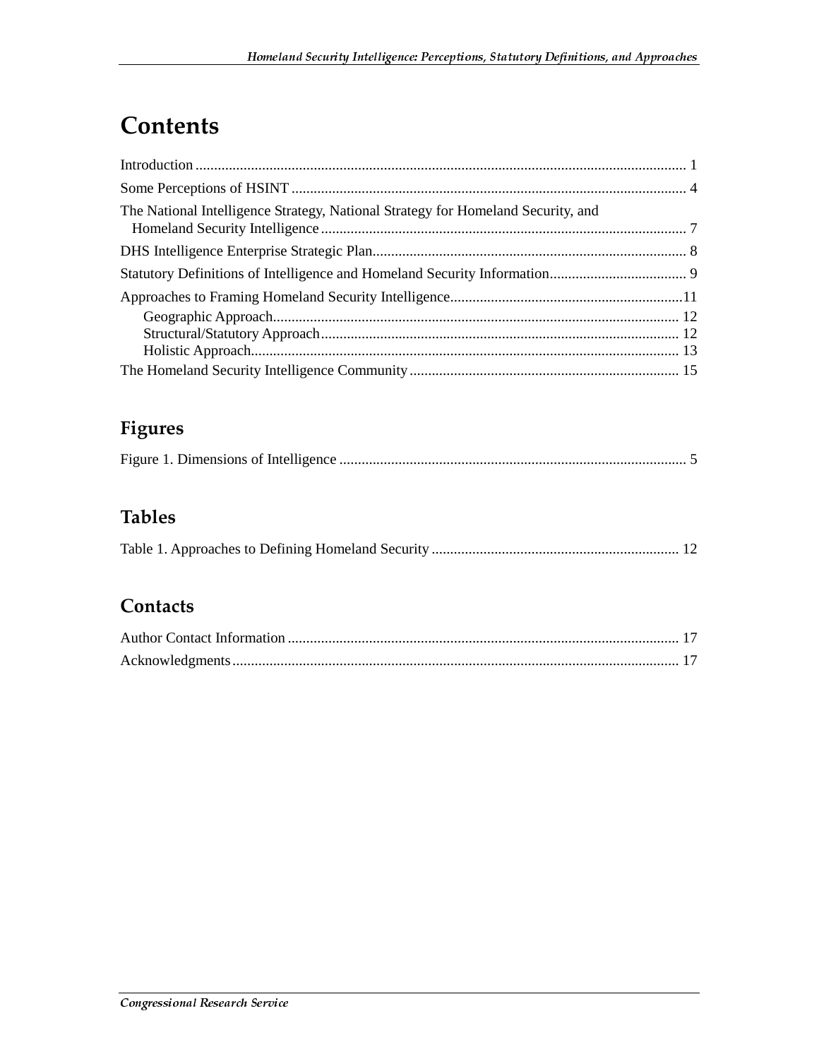# Contents

Introduction .......................................................................................................................... 1

Some Perceptions of HSINT ................................................................................................. 4

The National Intelligence Strategy, National Strategy for Homeland Security, and Homeland Security Intelligence ......................................................................................... 7

DHS Intelligence Enterprise Strategic Plan........................................................................... 8

Statutory Definitions of Intelligence and Homeland Security Information............................ 9

Approaches to Framing Homeland Security Intelligence......................................................11

- Geographic Approach.................................................................................................... 12
- Structural/Statutory Approach....................................................................................... 12
- Holistic Approach.......................................................................................................... 13

The Homeland Security Intelligence Community ................................................................ 15

## Figures

Figure 1. Dimensions of Intelligence .................................................................................... 5

## Tables

Table 1. Approaches to Defining Homeland Security .......................................................... 12

## Contacts

Author Contact Information ................................................................................................ 17

Acknowledgments............................................................................................................... 17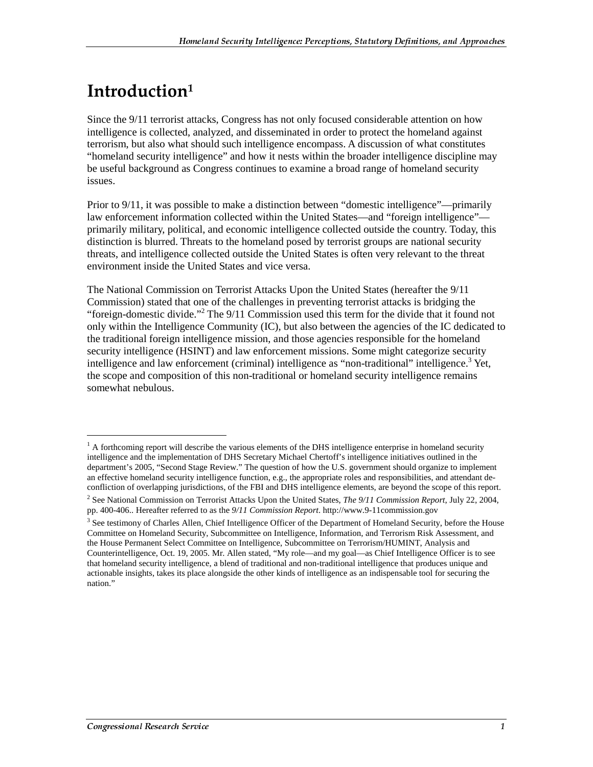# Introduction[1]

Since the 9/11 terrorist attacks, Congress has not only focused considerable attention on how intelligence is collected, analyzed, and disseminated in order to protect the homeland against terrorism, but also what should such intelligence encompass. A discussion of what constitutes "homeland security intelligence" and how it nests within the broader intelligence discipline may be useful background as Congress continues to examine a broad range of homeland security issues.

Prior to 9/11, it was possible to make a distinction between "domestic intelligence"—primarily law enforcement information collected within the United States—and "foreign intelligence"—primarily military, political, and economic intelligence collected outside the country. Today, this distinction is blurred. Threats to the homeland posed by terrorist groups are national security threats, and intelligence collected outside the United States is often very relevant to the threat environment inside the United States and vice versa.

The National Commission on Terrorist Attacks Upon the United States (hereafter the 9/11 Commission) stated that one of the challenges in preventing terrorist attacks is bridging the "foreign-domestic divide."[2] The 9/11 Commission used this term for the divide that it found not only within the Intelligence Community (IC), but also between the agencies of the IC dedicated to the traditional foreign intelligence mission, and those agencies responsible for the homeland security intelligence (HSINT) and law enforcement missions. Some might categorize security intelligence and law enforcement (criminal) intelligence as "non-traditional" intelligence.[3] Yet, the scope and composition of this non-traditional or homeland security intelligence remains somewhat nebulous.

---

[1] A forthcoming report will describe the various elements of the DHS intelligence enterprise in homeland security intelligence and the implementation of DHS Secretary Michael Chertoff's intelligence initiatives outlined in the department's 2005, "Second Stage Review." The question of how the U.S. government should organize to implement an effective homeland security intelligence function, e.g., the appropriate roles and responsibilities, and attendant de-confliction of overlapping jurisdictions, of the FBI and DHS intelligence elements, are beyond the scope of this report.

[2] See National Commission on Terrorist Attacks Upon the United States, *The 9/11 Commission Report*, July 22, 2004, pp. 400-406.. Hereafter referred to as the *9/11 Commission Report*. http://www.9-11commission.gov

[3] See testimony of Charles Allen, Chief Intelligence Officer of the Department of Homeland Security, before the House Committee on Homeland Security, Subcommittee on Intelligence, Information, and Terrorism Risk Assessment, and the House Permanent Select Committee on Intelligence, Subcommittee on Terrorism/HUMINT, Analysis and Counterintelligence, Oct. 19, 2005. Mr. Allen stated, "My role—and my goal—as Chief Intelligence Officer is to see that homeland security intelligence, a blend of traditional and non-traditional intelligence that produces unique and actionable insights, takes its place alongside the other kinds of intelligence as an indispensable tool for securing the nation."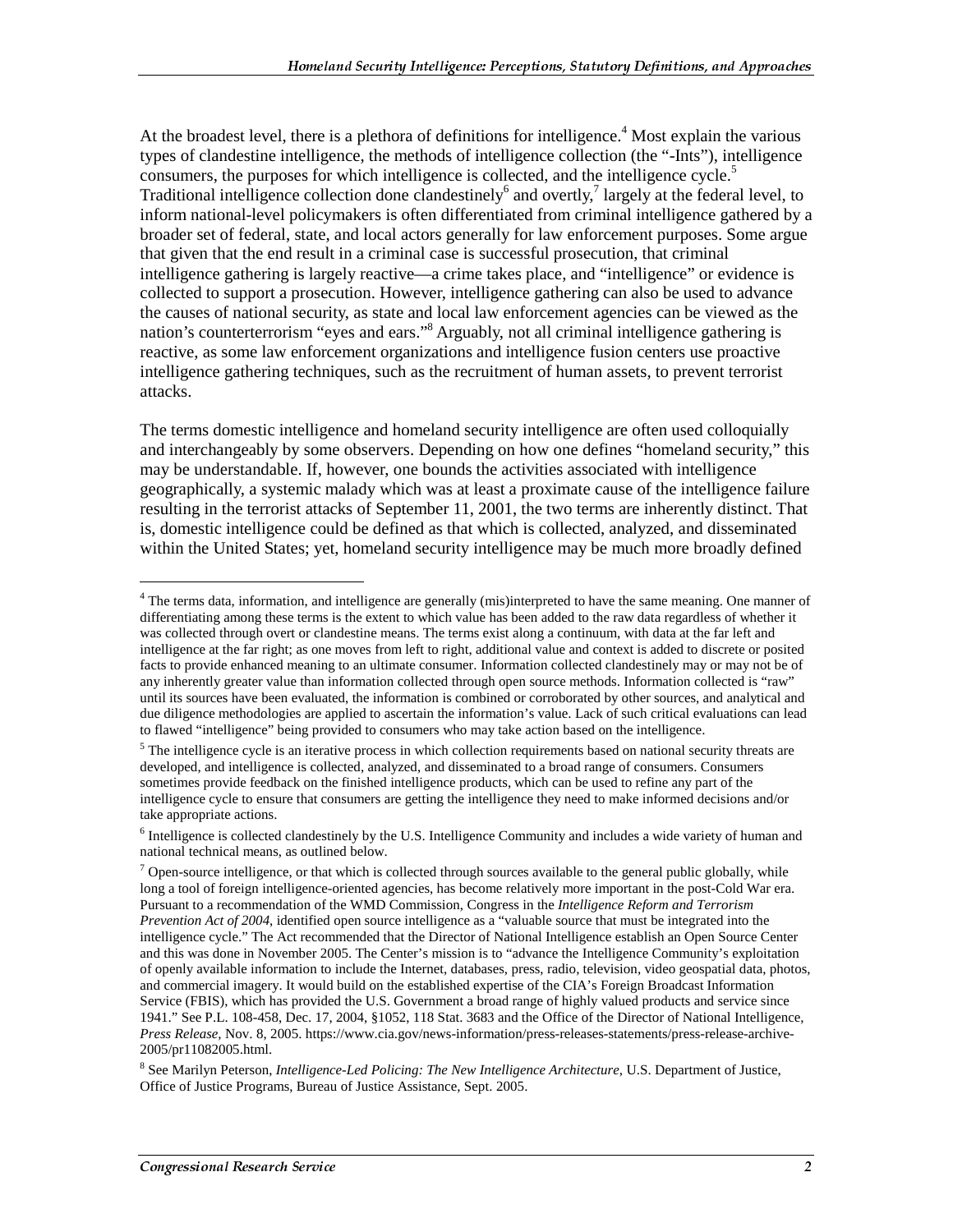At the broadest level, there is a plethora of definitions for intelligence.[4] Most explain the various types of clandestine intelligence, the methods of intelligence collection (the "-Ints"), intelligence consumers, the purposes for which intelligence is collected, and the intelligence cycle.[5] Traditional intelligence collection done clandestinely[6] and overtly,[7] largely at the federal level, to inform national-level policymakers is often differentiated from criminal intelligence gathered by a broader set of federal, state, and local actors generally for law enforcement purposes. Some argue that given that the end result in a criminal case is successful prosecution, that criminal intelligence gathering is largely reactive—a crime takes place, and "intelligence" or evidence is collected to support a prosecution. However, intelligence gathering can also be used to advance the causes of national security, as state and local law enforcement agencies can be viewed as the nation's counterterrorism "eyes and ears."[8] Arguably, not all criminal intelligence gathering is reactive, as some law enforcement organizations and intelligence fusion centers use proactive intelligence gathering techniques, such as the recruitment of human assets, to prevent terrorist attacks.

The terms domestic intelligence and homeland security intelligence are often used colloquially and interchangeably by some observers. Depending on how one defines "homeland security," this may be understandable. If, however, one bounds the activities associated with intelligence geographically, a systemic malady which was at least a proximate cause of the intelligence failure resulting in the terrorist attacks of September 11, 2001, the two terms are inherently distinct. That is, domestic intelligence could be defined as that which is collected, analyzed, and disseminated within the United States; yet, homeland security intelligence may be much more broadly defined

---

[4] The terms data, information, and intelligence are generally (mis)interpreted to have the same meaning. One manner of differentiating among these terms is the extent to which value has been added to the raw data regardless of whether it was collected through overt or clandestine means. The terms exist along a continuum, with data at the far left and intelligence at the far right; as one moves from left to right, additional value and context is added to discrete or posited facts to provide enhanced meaning to an ultimate consumer. Information collected clandestinely may or may not be of any inherently greater value than information collected through open source methods. Information collected is "raw" until its sources have been evaluated, the information is combined or corroborated by other sources, and analytical and due diligence methodologies are applied to ascertain the information's value. Lack of such critical evaluations can lead to flawed "intelligence" being provided to consumers who may take action based on the intelligence.

[5] The intelligence cycle is an iterative process in which collection requirements based on national security threats are developed, and intelligence is collected, analyzed, and disseminated to a broad range of consumers. Consumers sometimes provide feedback on the finished intelligence products, which can be used to refine any part of the intelligence cycle to ensure that consumers are getting the intelligence they need to make informed decisions and/or take appropriate actions.

[6] Intelligence is collected clandestinely by the U.S. Intelligence Community and includes a wide variety of human and national technical means, as outlined below.

[7] Open-source intelligence, or that which is collected through sources available to the general public globally, while long a tool of foreign intelligence-oriented agencies, has become relatively more important in the post-Cold War era. Pursuant to a recommendation of the WMD Commission, Congress in the *Intelligence Reform and Terrorism Prevention Act of 2004*, identified open source intelligence as a "valuable source that must be integrated into the intelligence cycle." The Act recommended that the Director of National Intelligence establish an Open Source Center and this was done in November 2005. The Center's mission is to "advance the Intelligence Community's exploitation of openly available information to include the Internet, databases, press, radio, television, video geospatial data, photos, and commercial imagery. It would build on the established expertise of the CIA's Foreign Broadcast Information Service (FBIS), which has provided the U.S. Government a broad range of highly valued products and service since 1941." See P.L. 108-458, Dec. 17, 2004, §1052, 118 Stat. 3683 and the Office of the Director of National Intelligence, *Press Release*, Nov. 8, 2005. https://www.cia.gov/news-information/press-releases-statements/press-release-archive-2005/pr11082005.html.

[8] See Marilyn Peterson, *Intelligence-Led Policing: The New Intelligence Architecture*, U.S. Department of Justice, Office of Justice Programs, Bureau of Justice Assistance, Sept. 2005.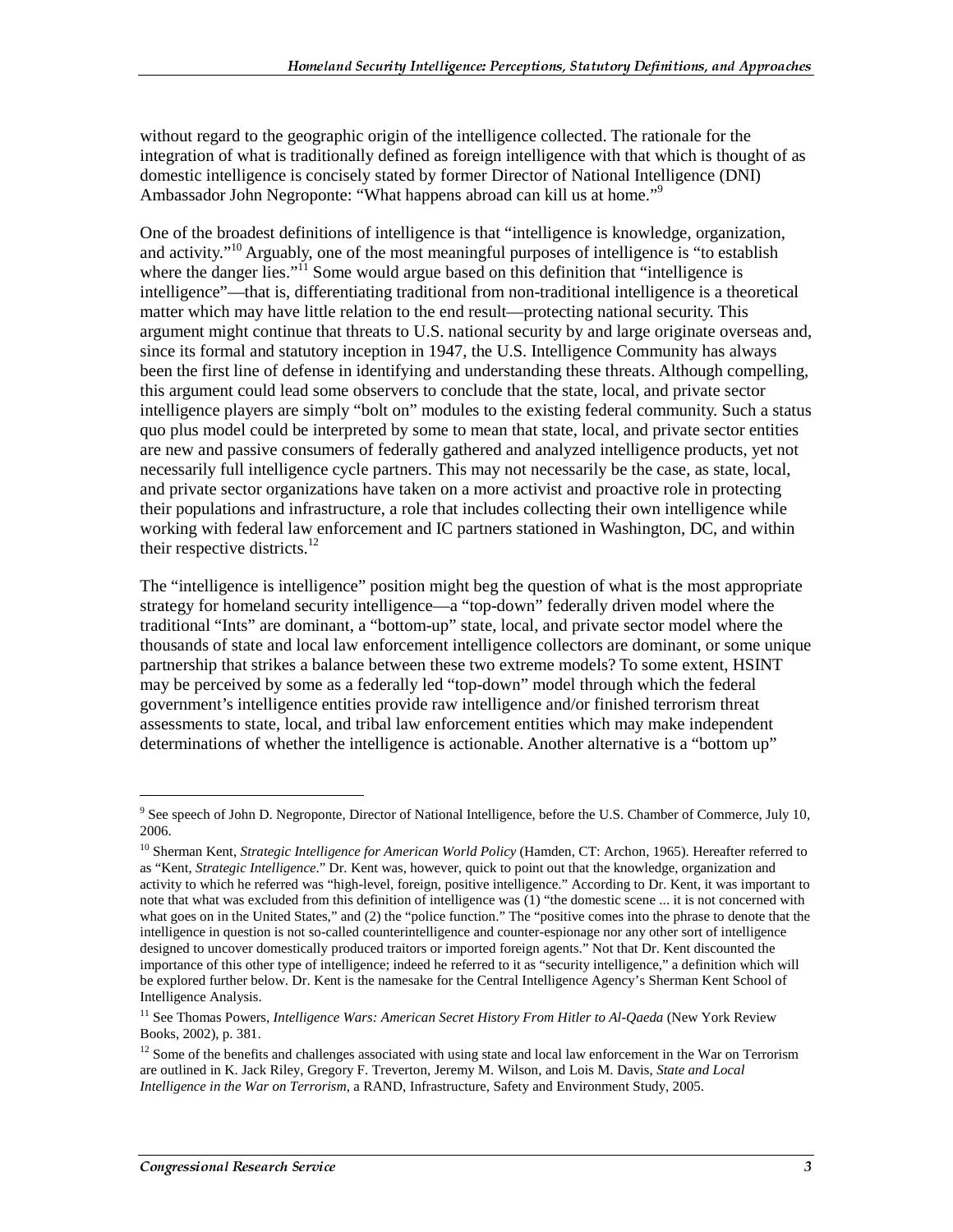without regard to the geographic origin of the intelligence collected. The rationale for the integration of what is traditionally defined as foreign intelligence with that which is thought of as domestic intelligence is concisely stated by former Director of National Intelligence (DNI) Ambassador John Negroponte: "What happens abroad can kill us at home."[9]

One of the broadest definitions of intelligence is that "intelligence is knowledge, organization, and activity."[10] Arguably, one of the most meaningful purposes of intelligence is "to establish where the danger lies."[11] Some would argue based on this definition that "intelligence is intelligence"—that is, differentiating traditional from non-traditional intelligence is a theoretical matter which may have little relation to the end result—protecting national security. This argument might continue that threats to U.S. national security by and large originate overseas and, since its formal and statutory inception in 1947, the U.S. Intelligence Community has always been the first line of defense in identifying and understanding these threats. Although compelling, this argument could lead some observers to conclude that the state, local, and private sector intelligence players are simply "bolt on" modules to the existing federal community. Such a status quo plus model could be interpreted by some to mean that state, local, and private sector entities are new and passive consumers of federally gathered and analyzed intelligence products, yet not necessarily full intelligence cycle partners. This may not necessarily be the case, as state, local, and private sector organizations have taken on a more activist and proactive role in protecting their populations and infrastructure, a role that includes collecting their own intelligence while working with federal law enforcement and IC partners stationed in Washington, DC, and within their respective districts.[12]

The "intelligence is intelligence" position might beg the question of what is the most appropriate strategy for homeland security intelligence—a "top-down" federally driven model where the traditional "Ints" are dominant, a "bottom-up" state, local, and private sector model where the thousands of state and local law enforcement intelligence collectors are dominant, or some unique partnership that strikes a balance between these two extreme models? To some extent, HSINT may be perceived by some as a federally led "top-down" model through which the federal government's intelligence entities provide raw intelligence and/or finished terrorism threat assessments to state, local, and tribal law enforcement entities which may make independent determinations of whether the intelligence is actionable. Another alternative is a "bottom up"

---

[9] See speech of John D. Negroponte, Director of National Intelligence, before the U.S. Chamber of Commerce, July 10, 2006.

[10] Sherman Kent, *Strategic Intelligence for American World Policy* (Hamden, CT: Archon, 1965). Hereafter referred to as "Kent, *Strategic Intelligence*." Dr. Kent was, however, quick to point out that the knowledge, organization and activity to which he referred was "high-level, foreign, positive intelligence." According to Dr. Kent, it was important to note that what was excluded from this definition of intelligence was (1) "the domestic scene ... it is not concerned with what goes on in the United States," and (2) the "police function." The "positive comes into the phrase to denote that the intelligence in question is not so-called counterintelligence and counter-espionage nor any other sort of intelligence designed to uncover domestically produced traitors or imported foreign agents." Not that Dr. Kent discounted the importance of this other type of intelligence; indeed he referred to it as "security intelligence," a definition which will be explored further below. Dr. Kent is the namesake for the Central Intelligence Agency's Sherman Kent School of Intelligence Analysis.

[11] See Thomas Powers, *Intelligence Wars: American Secret History From Hitler to Al-Qaeda* (New York Review Books, 2002), p. 381.

[12] Some of the benefits and challenges associated with using state and local law enforcement in the War on Terrorism are outlined in K. Jack Riley, Gregory F. Treverton, Jeremy M. Wilson, and Lois M. Davis, *State and Local Intelligence in the War on Terrorism*, a RAND, Infrastructure, Safety and Environment Study, 2005.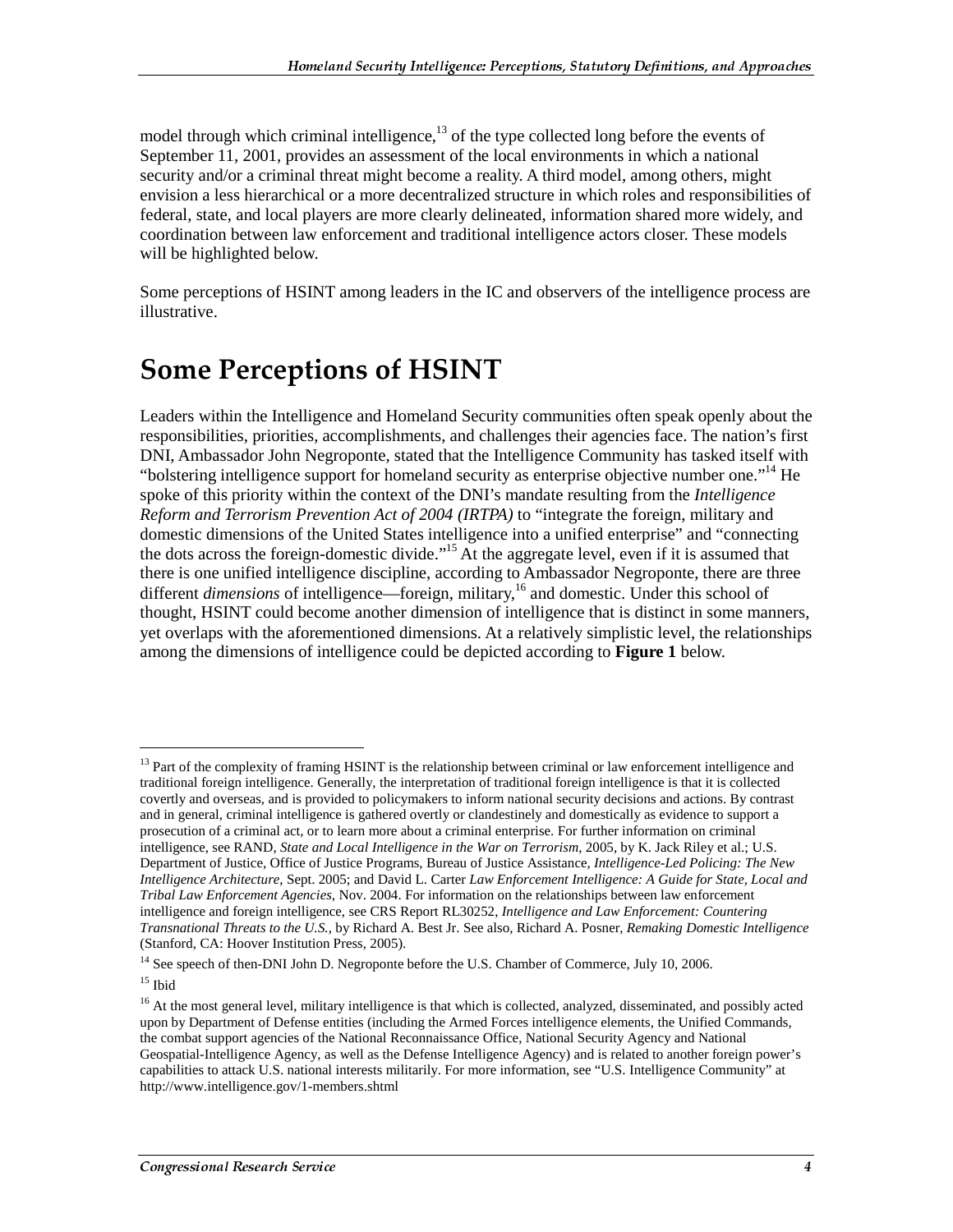model through which criminal intelligence,[13] of the type collected long before the events of September 11, 2001, provides an assessment of the local environments in which a national security and/or a criminal threat might become a reality. A third model, among others, might envision a less hierarchical or a more decentralized structure in which roles and responsibilities of federal, state, and local players are more clearly delineated, information shared more widely, and coordination between law enforcement and traditional intelligence actors closer. These models will be highlighted below.

Some perceptions of HSINT among leaders in the IC and observers of the intelligence process are illustrative.

# Some Perceptions of HSINT

Leaders within the Intelligence and Homeland Security communities often speak openly about the responsibilities, priorities, accomplishments, and challenges their agencies face. The nation's first DNI, Ambassador John Negroponte, stated that the Intelligence Community has tasked itself with "bolstering intelligence support for homeland security as enterprise objective number one."[14] He spoke of this priority within the context of the DNI's mandate resulting from the *Intelligence Reform and Terrorism Prevention Act of 2004 (IRTPA)* to "integrate the foreign, military and domestic dimensions of the United States intelligence into a unified enterprise" and "connecting the dots across the foreign-domestic divide."[15] At the aggregate level, even if it is assumed that there is one unified intelligence discipline, according to Ambassador Negroponte, there are three different *dimensions* of intelligence—foreign, military,[16] and domestic. Under this school of thought, HSINT could become another dimension of intelligence that is distinct in some manners, yet overlaps with the aforementioned dimensions. At a relatively simplistic level, the relationships among the dimensions of intelligence could be depicted according to **Figure 1** below.

---

[13] Part of the complexity of framing HSINT is the relationship between criminal or law enforcement intelligence and traditional foreign intelligence. Generally, the interpretation of traditional foreign intelligence is that it is collected covertly and overseas, and is provided to policymakers to inform national security decisions and actions. By contrast and in general, criminal intelligence is gathered overtly or clandestinely and domestically as evidence to support a prosecution of a criminal act, or to learn more about a criminal enterprise. For further information on criminal intelligence, see RAND, *State and Local Intelligence in the War on Terrorism*, 2005, by K. Jack Riley et al.; U.S. Department of Justice, Office of Justice Programs, Bureau of Justice Assistance, *Intelligence-Led Policing: The New Intelligence Architecture*, Sept. 2005; and David L. Carter *Law Enforcement Intelligence: A Guide for State, Local and Tribal Law Enforcement Agencies*, Nov. 2004. For information on the relationships between law enforcement intelligence and foreign intelligence, see CRS Report RL30252, *Intelligence and Law Enforcement: Countering Transnational Threats to the U.S.*, by Richard A. Best Jr. See also, Richard A. Posner, *Remaking Domestic Intelligence* (Stanford, CA: Hoover Institution Press, 2005).

[14] See speech of then-DNI John D. Negroponte before the U.S. Chamber of Commerce, July 10, 2006.

[15] Ibid

[16] At the most general level, military intelligence is that which is collected, analyzed, disseminated, and possibly acted upon by Department of Defense entities (including the Armed Forces intelligence elements, the Unified Commands, the combat support agencies of the National Reconnaissance Office, National Security Agency and National Geospatial-Intelligence Agency, as well as the Defense Intelligence Agency) and is related to another foreign power's capabilities to attack U.S. national interests militarily. For more information, see "U.S. Intelligence Community" at http://www.intelligence.gov/1-members.shtml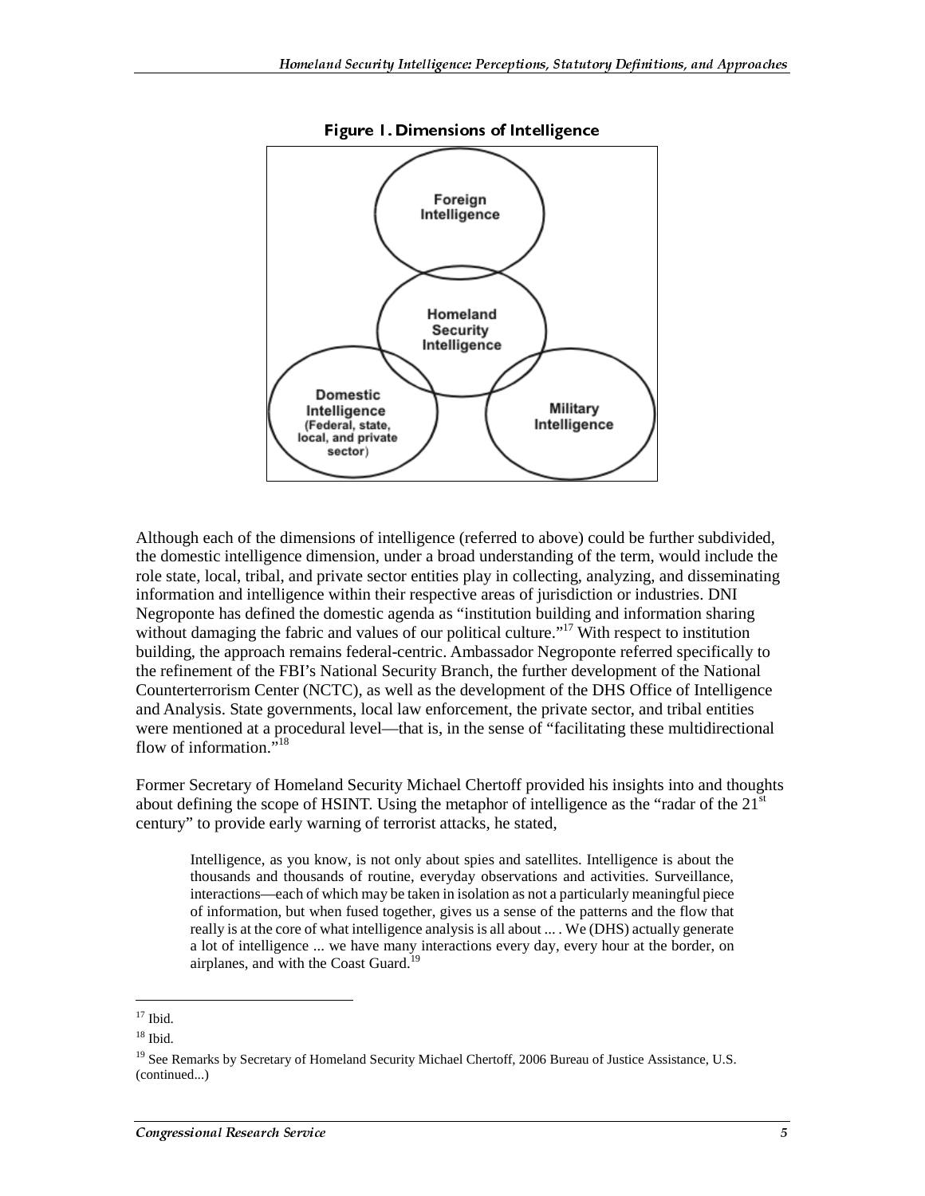**Figure 1. Dimensions of Intelligence**

Although each of the dimensions of intelligence (referred to above) could be further subdivided, the domestic intelligence dimension, under a broad understanding of the term, would include the role state, local, tribal, and private sector entities play in collecting, analyzing, and disseminating information and intelligence within their respective areas of jurisdiction or industries. DNI Negroponte has defined the domestic agenda as "institution building and information sharing without damaging the fabric and values of our political culture."[17] With respect to institution building, the approach remains federal-centric. Ambassador Negroponte referred specifically to the refinement of the FBI's National Security Branch, the further development of the National Counterterrorism Center (NCTC), as well as the development of the DHS Office of Intelligence and Analysis. State governments, local law enforcement, the private sector, and tribal entities were mentioned at a procedural level—that is, in the sense of "facilitating these multidirectional flow of information."[18]

Former Secretary of Homeland Security Michael Chertoff provided his insights into and thoughts about defining the scope of HSINT. Using the metaphor of intelligence as the "radar of the 21st century" to provide early warning of terrorist attacks, he stated,

> Intelligence, as you know, is not only about spies and satellites. Intelligence is about the thousands and thousands of routine, everyday observations and activities. Surveillance, interactions—each of which may be taken in isolation as not a particularly meaningful piece of information, but when fused together, gives us a sense of the patterns and the flow that really is at the core of what intelligence analysis is all about ... . We (DHS) actually generate a lot of intelligence ... we have many interactions every day, every hour at the border, on airplanes, and with the Coast Guard.[19]

---

[17] Ibid.

[18] Ibid.

[19] See Remarks by Secretary of Homeland Security Michael Chertoff, 2006 Bureau of Justice Assistance, U.S. (continued...)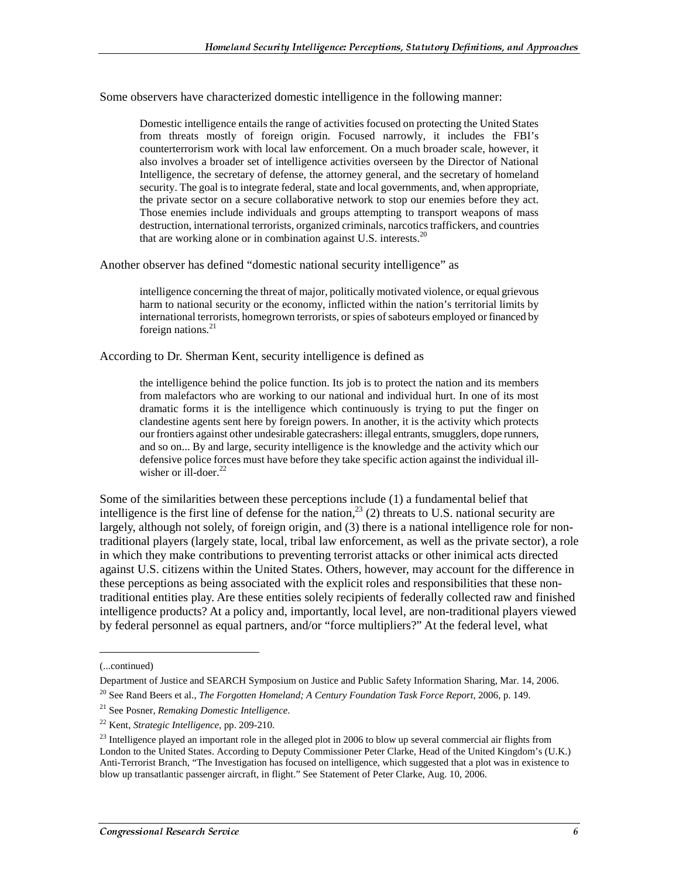Some observers have characterized domestic intelligence in the following manner:

> Domestic intelligence entails the range of activities focused on protecting the United States from threats mostly of foreign origin. Focused narrowly, it includes the FBI's counterterrorism work with local law enforcement. On a much broader scale, however, it also involves a broader set of intelligence activities overseen by the Director of National Intelligence, the secretary of defense, the attorney general, and the secretary of homeland security. The goal is to integrate federal, state and local governments, and, when appropriate, the private sector on a secure collaborative network to stop our enemies before they act. Those enemies include individuals and groups attempting to transport weapons of mass destruction, international terrorists, organized criminals, narcotics traffickers, and countries that are working alone or in combination against U.S. interests.[20]

Another observer has defined "domestic national security intelligence" as

> intelligence concerning the threat of major, politically motivated violence, or equal grievous harm to national security or the economy, inflicted within the nation's territorial limits by international terrorists, homegrown terrorists, or spies of saboteurs employed or financed by foreign nations.[21]

According to Dr. Sherman Kent, security intelligence is defined as

> the intelligence behind the police function. Its job is to protect the nation and its members from malefactors who are working to our national and individual hurt. In one of its most dramatic forms it is the intelligence which continuously is trying to put the finger on clandestine agents sent here by foreign powers. In another, it is the activity which protects our frontiers against other undesirable gatecrashers: illegal entrants, smugglers, dope runners, and so on... By and large, security intelligence is the knowledge and the activity which our defensive police forces must have before they take specific action against the individual ill-wisher or ill-doer.[22]

Some of the similarities between these perceptions include (1) a fundamental belief that intelligence is the first line of defense for the nation,[23] (2) threats to U.S. national security are largely, although not solely, of foreign origin, and (3) there is a national intelligence role for non-traditional players (largely state, local, tribal law enforcement, as well as the private sector), a role in which they make contributions to preventing terrorist attacks or other inimical acts directed against U.S. citizens within the United States. Others, however, may account for the difference in these perceptions as being associated with the explicit roles and responsibilities that these non-traditional entities play. Are these entities solely recipients of federally collected raw and finished intelligence products? At a policy and, importantly, local level, are non-traditional players viewed by federal personnel as equal partners, and/or "force multipliers?" At the federal level, what

---

(...continued)

Department of Justice and SEARCH Symposium on Justice and Public Safety Information Sharing, Mar. 14, 2006.

[20] See Rand Beers et al., *The Forgotten Homeland; A Century Foundation Task Force Report*, 2006, p. 149.

[21] See Posner, *Remaking Domestic Intelligence*.

[22] Kent, *Strategic Intelligence*, pp. 209-210.

[23] Intelligence played an important role in the alleged plot in 2006 to blow up several commercial air flights from London to the United States. According to Deputy Commissioner Peter Clarke, Head of the United Kingdom's (U.K.) Anti-Terrorist Branch, "The Investigation has focused on intelligence, which suggested that a plot was in existence to blow up transatlantic passenger aircraft, in flight." See Statement of Peter Clarke, Aug. 10, 2006.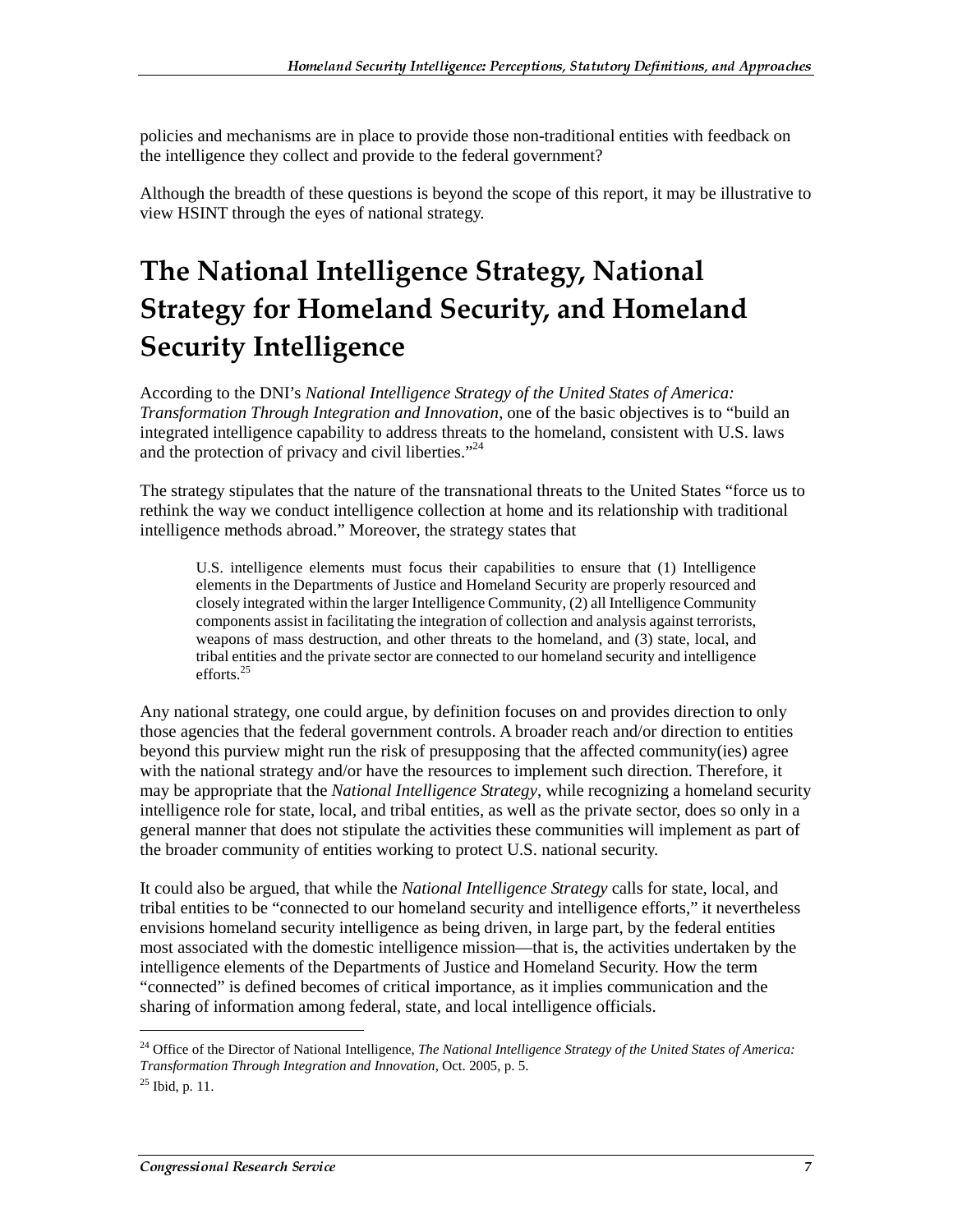policies and mechanisms are in place to provide those non-traditional entities with feedback on the intelligence they collect and provide to the federal government?

Although the breadth of these questions is beyond the scope of this report, it may be illustrative to view HSINT through the eyes of national strategy.

# The National Intelligence Strategy, National Strategy for Homeland Security, and Homeland Security Intelligence

According to the DNI's *National Intelligence Strategy of the United States of America: Transformation Through Integration and Innovation*, one of the basic objectives is to "build an integrated intelligence capability to address threats to the homeland, consistent with U.S. laws and the protection of privacy and civil liberties."[24]

The strategy stipulates that the nature of the transnational threats to the United States "force us to rethink the way we conduct intelligence collection at home and its relationship with traditional intelligence methods abroad." Moreover, the strategy states that

> U.S. intelligence elements must focus their capabilities to ensure that (1) Intelligence elements in the Departments of Justice and Homeland Security are properly resourced and closely integrated within the larger Intelligence Community, (2) all Intelligence Community components assist in facilitating the integration of collection and analysis against terrorists, weapons of mass destruction, and other threats to the homeland, and (3) state, local, and tribal entities and the private sector are connected to our homeland security and intelligence efforts.[25]

Any national strategy, one could argue, by definition focuses on and provides direction to only those agencies that the federal government controls. A broader reach and/or direction to entities beyond this purview might run the risk of presupposing that the affected community(ies) agree with the national strategy and/or have the resources to implement such direction. Therefore, it may be appropriate that the *National Intelligence Strategy*, while recognizing a homeland security intelligence role for state, local, and tribal entities, as well as the private sector, does so only in a general manner that does not stipulate the activities these communities will implement as part of the broader community of entities working to protect U.S. national security.

It could also be argued, that while the *National Intelligence Strategy* calls for state, local, and tribal entities to be "connected to our homeland security and intelligence efforts," it nevertheless envisions homeland security intelligence as being driven, in large part, by the federal entities most associated with the domestic intelligence mission—that is, the activities undertaken by the intelligence elements of the Departments of Justice and Homeland Security. How the term "connected" is defined becomes of critical importance, as it implies communication and the sharing of information among federal, state, and local intelligence officials.

---

[24] Office of the Director of National Intelligence, *The National Intelligence Strategy of the United States of America: Transformation Through Integration and Innovation*, Oct. 2005, p. 5.

[25] Ibid, p. 11.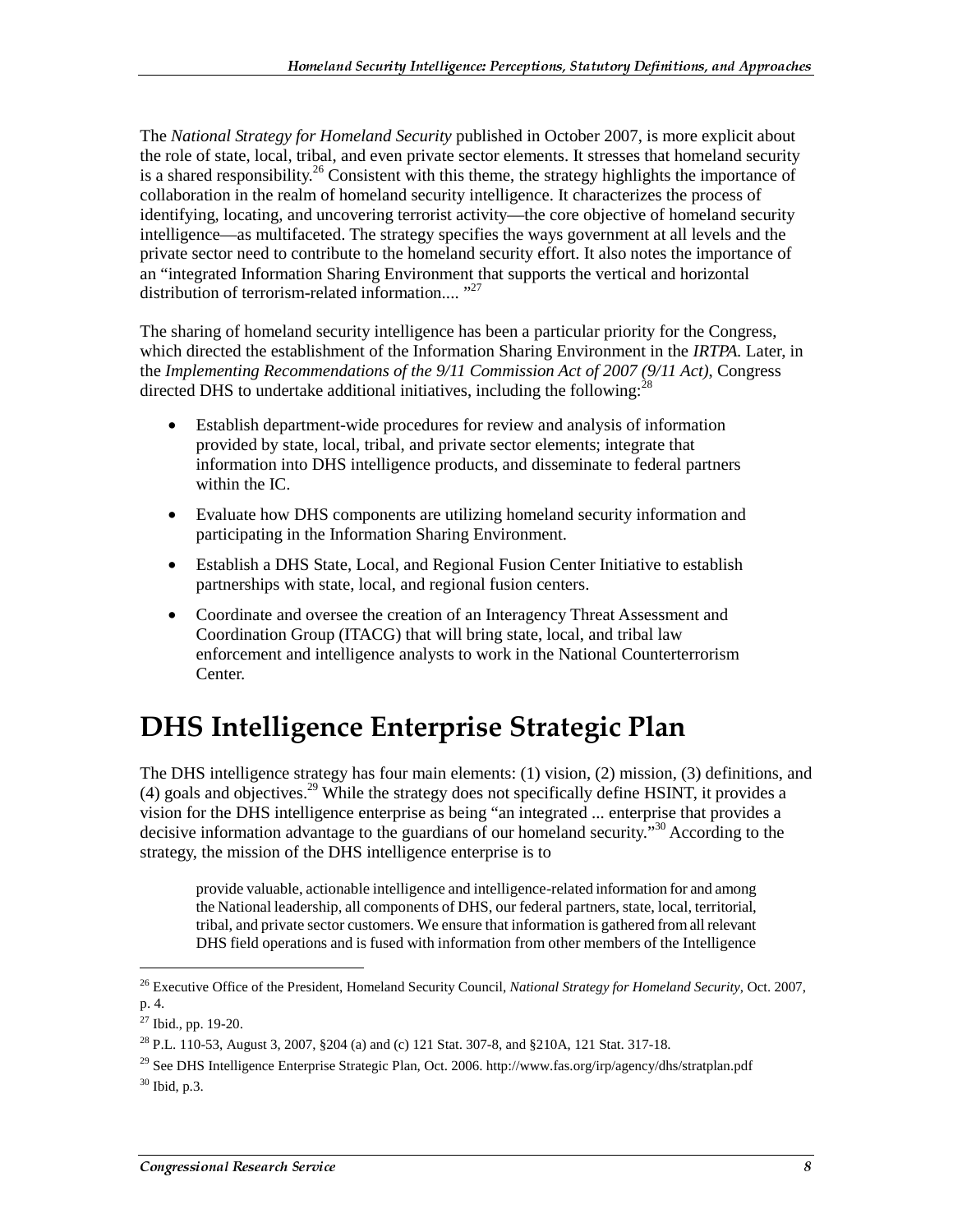The *National Strategy for Homeland Security* published in October 2007, is more explicit about the role of state, local, tribal, and even private sector elements. It stresses that homeland security is a shared responsibility.[26] Consistent with this theme, the strategy highlights the importance of collaboration in the realm of homeland security intelligence. It characterizes the process of identifying, locating, and uncovering terrorist activity—the core objective of homeland security intelligence—as multifaceted. The strategy specifies the ways government at all levels and the private sector need to contribute to the homeland security effort. It also notes the importance of an "integrated Information Sharing Environment that supports the vertical and horizontal distribution of terrorism-related information.... "[27]

The sharing of homeland security intelligence has been a particular priority for the Congress, which directed the establishment of the Information Sharing Environment in the *IRTPA*. Later, in the *Implementing Recommendations of the 9/11 Commission Act of 2007 (9/11 Act)*, Congress directed DHS to undertake additional initiatives, including the following:[28]

- Establish department-wide procedures for review and analysis of information provided by state, local, tribal, and private sector elements; integrate that information into DHS intelligence products, and disseminate to federal partners within the IC.
- Evaluate how DHS components are utilizing homeland security information and participating in the Information Sharing Environment.
- Establish a DHS State, Local, and Regional Fusion Center Initiative to establish partnerships with state, local, and regional fusion centers.
- Coordinate and oversee the creation of an Interagency Threat Assessment and Coordination Group (ITACG) that will bring state, local, and tribal law enforcement and intelligence analysts to work in the National Counterterrorism Center.

# DHS Intelligence Enterprise Strategic Plan

The DHS intelligence strategy has four main elements: (1) vision, (2) mission, (3) definitions, and (4) goals and objectives.[29] While the strategy does not specifically define HSINT, it provides a vision for the DHS intelligence enterprise as being "an integrated ... enterprise that provides a decisive information advantage to the guardians of our homeland security."[30] According to the strategy, the mission of the DHS intelligence enterprise is to

> provide valuable, actionable intelligence and intelligence-related information for and among the National leadership, all components of DHS, our federal partners, state, local, territorial, tribal, and private sector customers. We ensure that information is gathered from all relevant DHS field operations and is fused with information from other members of the Intelligence

---

[26] Executive Office of the President, Homeland Security Council, *National Strategy for Homeland Security*, Oct. 2007, p. 4.

[27] Ibid., pp. 19-20.

[28] P.L. 110-53, August 3, 2007, §204 (a) and (c) 121 Stat. 307-8, and §210A, 121 Stat. 317-18.

[29] See DHS Intelligence Enterprise Strategic Plan, Oct. 2006. http://www.fas.org/irp/agency/dhs/stratplan.pdf

[30] Ibid, p.3.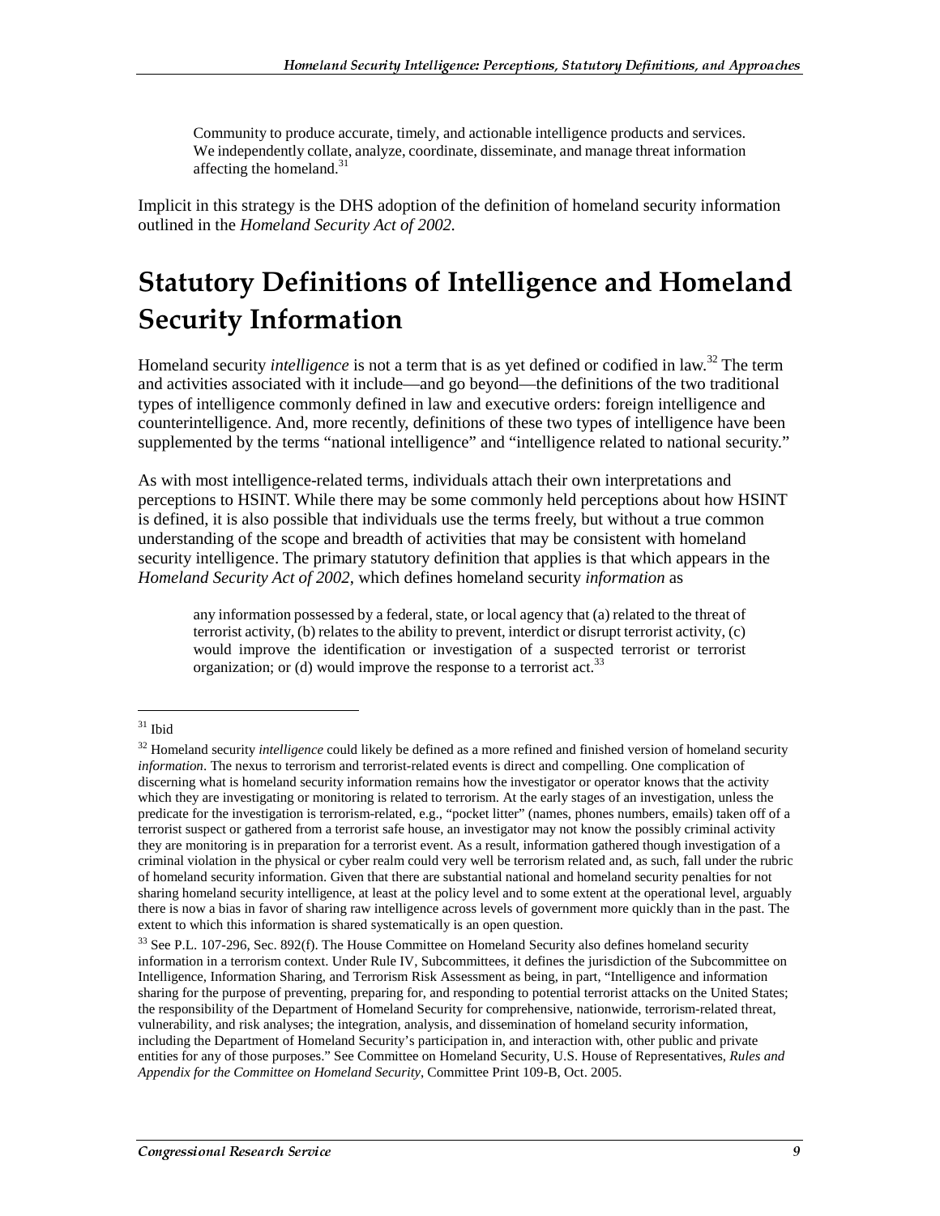> Community to produce accurate, timely, and actionable intelligence products and services. We independently collate, analyze, coordinate, disseminate, and manage threat information affecting the homeland.[31]

Implicit in this strategy is the DHS adoption of the definition of homeland security information outlined in the *Homeland Security Act of 2002*.

# Statutory Definitions of Intelligence and Homeland Security Information

Homeland security *intelligence* is not a term that is as yet defined or codified in law.[32] The term and activities associated with it include—and go beyond—the definitions of the two traditional types of intelligence commonly defined in law and executive orders: foreign intelligence and counterintelligence. And, more recently, definitions of these two types of intelligence have been supplemented by the terms "national intelligence" and "intelligence related to national security."

As with most intelligence-related terms, individuals attach their own interpretations and perceptions to HSINT. While there may be some commonly held perceptions about how HSINT is defined, it is also possible that individuals use the terms freely, but without a true common understanding of the scope and breadth of activities that may be consistent with homeland security intelligence. The primary statutory definition that applies is that which appears in the *Homeland Security Act of 2002*, which defines homeland security *information* as

> any information possessed by a federal, state, or local agency that (a) related to the threat of terrorist activity, (b) relates to the ability to prevent, interdict or disrupt terrorist activity, (c) would improve the identification or investigation of a suspected terrorist or terrorist organization; or (d) would improve the response to a terrorist act.[33]

---

[31] Ibid

[32] Homeland security *intelligence* could likely be defined as a more refined and finished version of homeland security *information*. The nexus to terrorism and terrorist-related events is direct and compelling. One complication of discerning what is homeland security information remains how the investigator or operator knows that the activity which they are investigating or monitoring is related to terrorism. At the early stages of an investigation, unless the predicate for the investigation is terrorism-related, e.g., "pocket litter" (names, phones numbers, emails) taken off of a terrorist suspect or gathered from a terrorist safe house, an investigator may not know the possibly criminal activity they are monitoring is in preparation for a terrorist event. As a result, information gathered though investigation of a criminal violation in the physical or cyber realm could very well be terrorism related and, as such, fall under the rubric of homeland security information. Given that there are substantial national and homeland security penalties for not sharing homeland security intelligence, at least at the policy level and to some extent at the operational level, arguably there is now a bias in favor of sharing raw intelligence across levels of government more quickly than in the past. The extent to which this information is shared systematically is an open question.

[33] See P.L. 107-296, Sec. 892(f). The House Committee on Homeland Security also defines homeland security information in a terrorism context. Under Rule IV, Subcommittees, it defines the jurisdiction of the Subcommittee on Intelligence, Information Sharing, and Terrorism Risk Assessment as being, in part, "Intelligence and information sharing for the purpose of preventing, preparing for, and responding to potential terrorist attacks on the United States; the responsibility of the Department of Homeland Security for comprehensive, nationwide, terrorism-related threat, vulnerability, and risk analyses; the integration, analysis, and dissemination of homeland security information, including the Department of Homeland Security's participation in, and interaction with, other public and private entities for any of those purposes." See Committee on Homeland Security, U.S. House of Representatives, *Rules and Appendix for the Committee on Homeland Security*, Committee Print 109-B, Oct. 2005.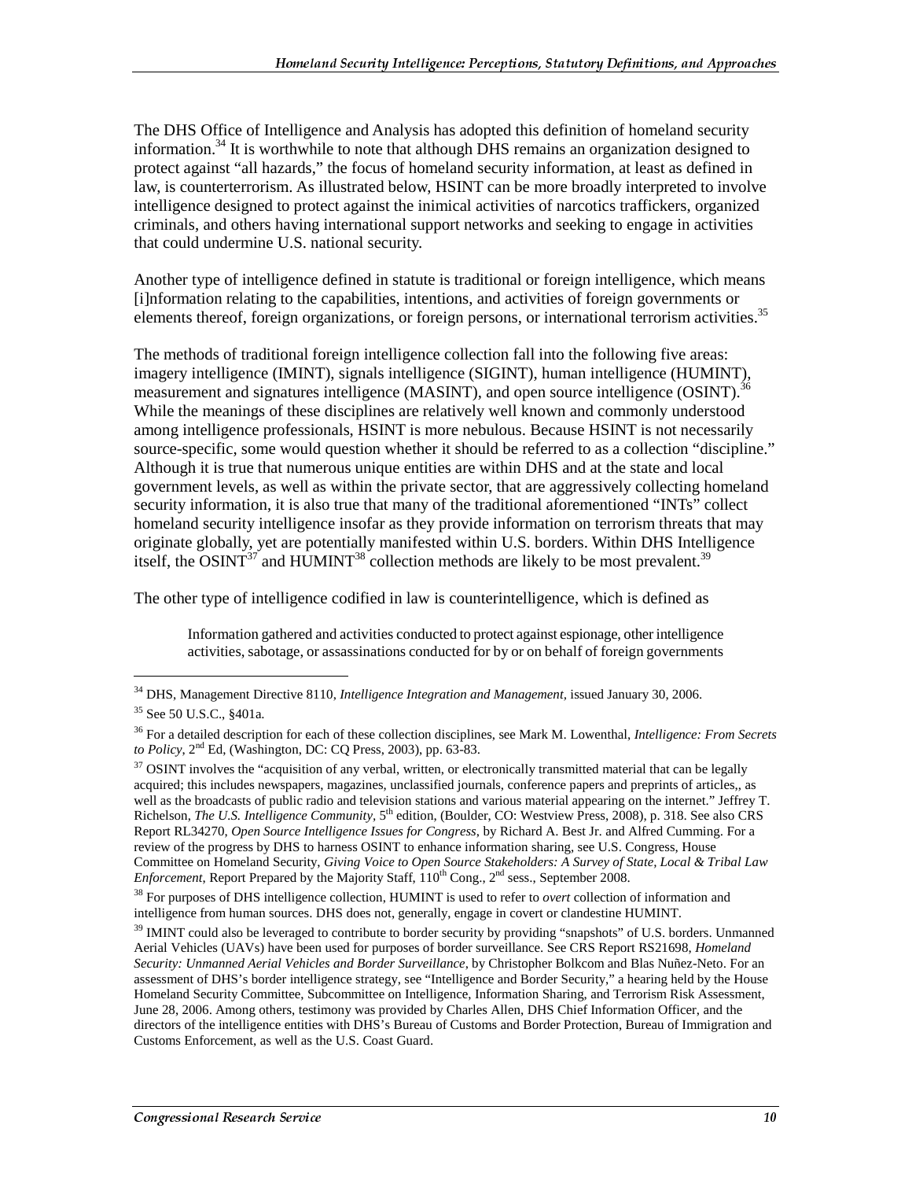The DHS Office of Intelligence and Analysis has adopted this definition of homeland security information.[34] It is worthwhile to note that although DHS remains an organization designed to protect against "all hazards," the focus of homeland security information, at least as defined in law, is counterterrorism. As illustrated below, HSINT can be more broadly interpreted to involve intelligence designed to protect against the inimical activities of narcotics traffickers, organized criminals, and others having international support networks and seeking to engage in activities that could undermine U.S. national security.

Another type of intelligence defined in statute is traditional or foreign intelligence, which means [i]nformation relating to the capabilities, intentions, and activities of foreign governments or elements thereof, foreign organizations, or foreign persons, or international terrorism activities.[35]

The methods of traditional foreign intelligence collection fall into the following five areas: imagery intelligence (IMINT), signals intelligence (SIGINT), human intelligence (HUMINT), measurement and signatures intelligence (MASINT), and open source intelligence (OSINT).[36] While the meanings of these disciplines are relatively well known and commonly understood among intelligence professionals, HSINT is more nebulous. Because HSINT is not necessarily source-specific, some would question whether it should be referred to as a collection "discipline." Although it is true that numerous unique entities are within DHS and at the state and local government levels, as well as within the private sector, that are aggressively collecting homeland security information, it is also true that many of the traditional aforementioned "INTs" collect homeland security intelligence insofar as they provide information on terrorism threats that may originate globally, yet are potentially manifested within U.S. borders. Within DHS Intelligence itself, the OSINT[37] and HUMINT[38] collection methods are likely to be most prevalent.[39]

The other type of intelligence codified in law is counterintelligence, which is defined as

> Information gathered and activities conducted to protect against espionage, other intelligence activities, sabotage, or assassinations conducted for by or on behalf of foreign governments

---

[34] DHS, Management Directive 8110, *Intelligence Integration and Management*, issued January 30, 2006.

[35] See 50 U.S.C., §401a.

[36] For a detailed description for each of these collection disciplines, see Mark M. Lowenthal, *Intelligence: From Secrets to Policy*, 2nd Ed, (Washington, DC: CQ Press, 2003), pp. 63-83.

[37] OSINT involves the "acquisition of any verbal, written, or electronically transmitted material that can be legally acquired; this includes newspapers, magazines, unclassified journals, conference papers and preprints of articles,, as well as the broadcasts of public radio and television stations and various material appearing on the internet." Jeffrey T. Richelson, *The U.S. Intelligence Community*, 5th edition, (Boulder, CO: Westview Press, 2008), p. 318. See also CRS Report RL34270, *Open Source Intelligence Issues for Congress*, by Richard A. Best Jr. and Alfred Cumming. For a review of the progress by DHS to harness OSINT to enhance information sharing, see U.S. Congress, House Committee on Homeland Security, *Giving Voice to Open Source Stakeholders: A Survey of State, Local & Tribal Law Enforcement*, Report Prepared by the Majority Staff, 110th Cong., 2nd sess., September 2008.

[38] For purposes of DHS intelligence collection, HUMINT is used to refer to *overt* collection of information and intelligence from human sources. DHS does not, generally, engage in covert or clandestine HUMINT.

[39] IMINT could also be leveraged to contribute to border security by providing "snapshots" of U.S. borders. Unmanned Aerial Vehicles (UAVs) have been used for purposes of border surveillance. See CRS Report RS21698, *Homeland Security: Unmanned Aerial Vehicles and Border Surveillance*, by Christopher Bolkcom and Blas Nuñez-Neto. For an assessment of DHS's border intelligence strategy, see "Intelligence and Border Security," a hearing held by the House Homeland Security Committee, Subcommittee on Intelligence, Information Sharing, and Terrorism Risk Assessment, June 28, 2006. Among others, testimony was provided by Charles Allen, DHS Chief Information Officer, and the directors of the intelligence entities with DHS's Bureau of Customs and Border Protection, Bureau of Immigration and Customs Enforcement, as well as the U.S. Coast Guard.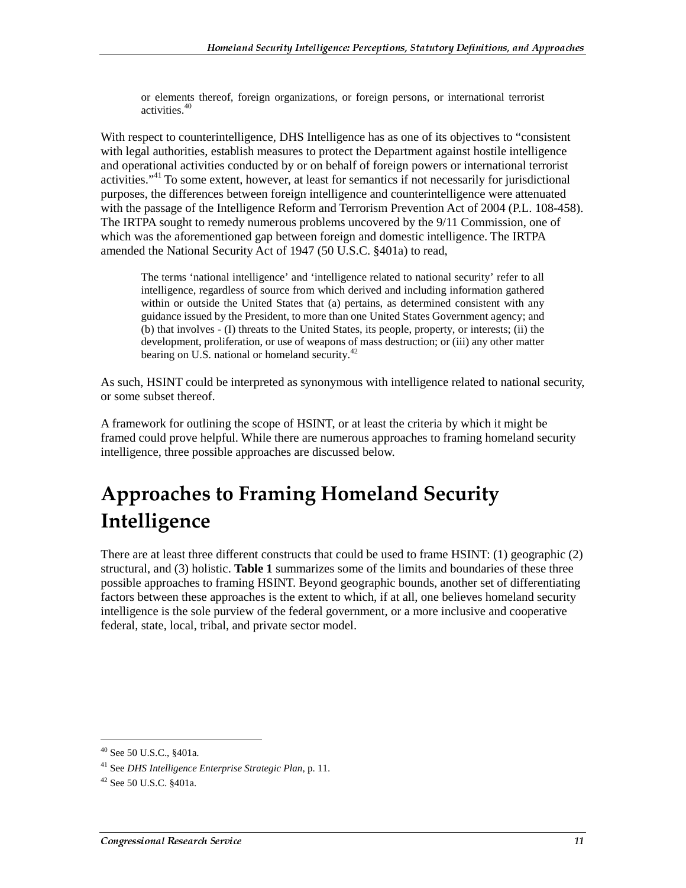> or elements thereof, foreign organizations, or foreign persons, or international terrorist activities.[40]

With respect to counterintelligence, DHS Intelligence has as one of its objectives to "consistent with legal authorities, establish measures to protect the Department against hostile intelligence and operational activities conducted by or on behalf of foreign powers or international terrorist activities."[41] To some extent, however, at least for semantics if not necessarily for jurisdictional purposes, the differences between foreign intelligence and counterintelligence were attenuated with the passage of the Intelligence Reform and Terrorism Prevention Act of 2004 (P.L. 108-458). The IRTPA sought to remedy numerous problems uncovered by the 9/11 Commission, one of which was the aforementioned gap between foreign and domestic intelligence. The IRTPA amended the National Security Act of 1947 (50 U.S.C. §401a) to read,

> The terms 'national intelligence' and 'intelligence related to national security' refer to all intelligence, regardless of source from which derived and including information gathered within or outside the United States that (a) pertains, as determined consistent with any guidance issued by the President, to more than one United States Government agency; and (b) that involves - (I) threats to the United States, its people, property, or interests; (ii) the development, proliferation, or use of weapons of mass destruction; or (iii) any other matter bearing on U.S. national or homeland security.[42]

As such, HSINT could be interpreted as synonymous with intelligence related to national security, or some subset thereof.

A framework for outlining the scope of HSINT, or at least the criteria by which it might be framed could prove helpful. While there are numerous approaches to framing homeland security intelligence, three possible approaches are discussed below.

# Approaches to Framing Homeland Security Intelligence

There are at least three different constructs that could be used to frame HSINT: (1) geographic (2) structural, and (3) holistic. **Table 1** summarizes some of the limits and boundaries of these three possible approaches to framing HSINT. Beyond geographic bounds, another set of differentiating factors between these approaches is the extent to which, if at all, one believes homeland security intelligence is the sole purview of the federal government, or a more inclusive and cooperative federal, state, local, tribal, and private sector model.

---

[40] See 50 U.S.C., §401a.

[41] See *DHS Intelligence Enterprise Strategic Plan*, p. 11.

[42] See 50 U.S.C. §401a.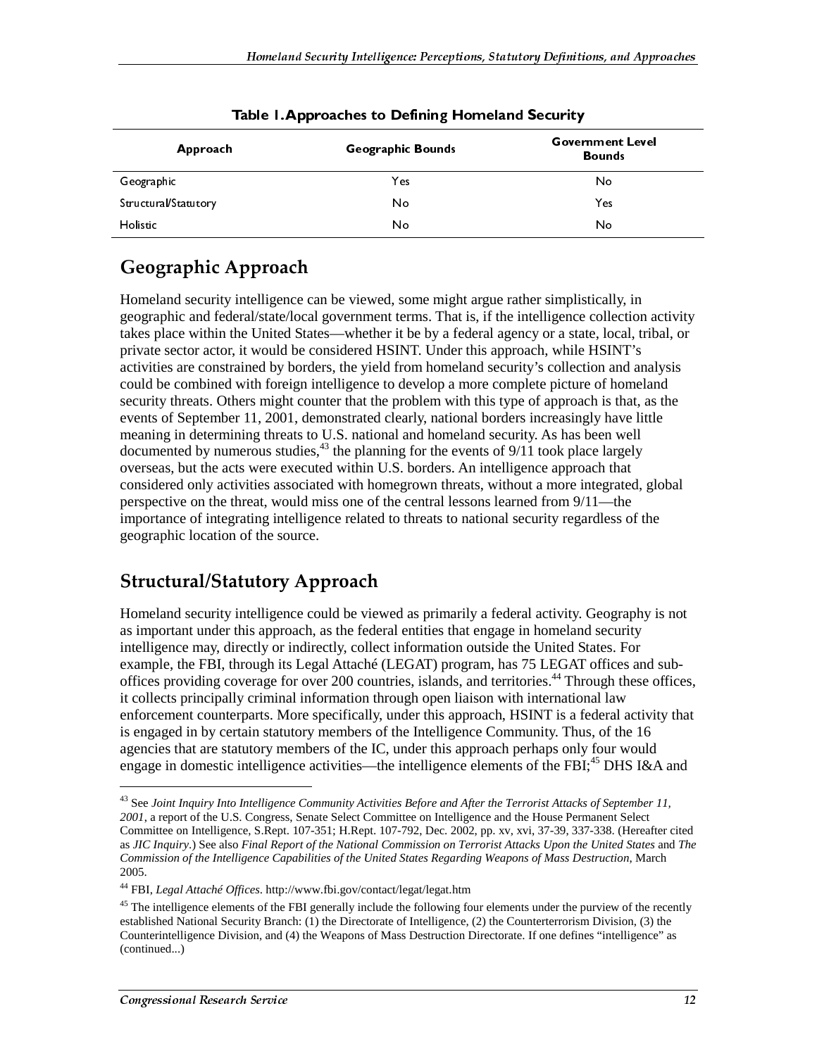**Table 1. Approaches to Defining Homeland Security**

| Approach | Geographic Bounds | Government Level Bounds |
| --- | --- | --- |
| Geographic | Yes | No |
| Structural/Statutory | No | Yes |
| Holistic | No | No |

## Geographic Approach

Homeland security intelligence can be viewed, some might argue rather simplistically, in geographic and federal/state/local government terms. That is, if the intelligence collection activity takes place within the United States—whether it be by a federal agency or a state, local, tribal, or private sector actor, it would be considered HSINT. Under this approach, while HSINT's activities are constrained by borders, the yield from homeland security's collection and analysis could be combined with foreign intelligence to develop a more complete picture of homeland security threats. Others might counter that the problem with this type of approach is that, as the events of September 11, 2001, demonstrated clearly, national borders increasingly have little meaning in determining threats to U.S. national and homeland security. As has been well documented by numerous studies,[43] the planning for the events of 9/11 took place largely overseas, but the acts were executed within U.S. borders. An intelligence approach that considered only activities associated with homegrown threats, without a more integrated, global perspective on the threat, would miss one of the central lessons learned from 9/11—the importance of integrating intelligence related to threats to national security regardless of the geographic location of the source.

## Structural/Statutory Approach

Homeland security intelligence could be viewed as primarily a federal activity. Geography is not as important under this approach, as the federal entities that engage in homeland security intelligence may, directly or indirectly, collect information outside the United States. For example, the FBI, through its Legal Attaché (LEGAT) program, has 75 LEGAT offices and sub-offices providing coverage for over 200 countries, islands, and territories.[44] Through these offices, it collects principally criminal information through open liaison with international law enforcement counterparts. More specifically, under this approach, HSINT is a federal activity that is engaged in by certain statutory members of the Intelligence Community. Thus, of the 16 agencies that are statutory members of the IC, under this approach perhaps only four would engage in domestic intelligence activities—the intelligence elements of the FBI;[45] DHS I&A and

---

[43] See *Joint Inquiry Into Intelligence Community Activities Before and After the Terrorist Attacks of September 11, 2001*, a report of the U.S. Congress, Senate Select Committee on Intelligence and the House Permanent Select Committee on Intelligence, S.Rept. 107-351; H.Rept. 107-792, Dec. 2002, pp. xv, xvi, 37-39, 337-338. (Hereafter cited as *JIC Inquiry*.) See also *Final Report of the National Commission on Terrorist Attacks Upon the United States* and *The Commission of the Intelligence Capabilities of the United States Regarding Weapons of Mass Destruction*, March 2005.

[44] FBI, *Legal Attaché Offices*. http://www.fbi.gov/contact/legat/legat.htm

[45] The intelligence elements of the FBI generally include the following four elements under the purview of the recently established National Security Branch: (1) the Directorate of Intelligence, (2) the Counterterrorism Division, (3) the Counterintelligence Division, and (4) the Weapons of Mass Destruction Directorate. If one defines "intelligence" as (continued...)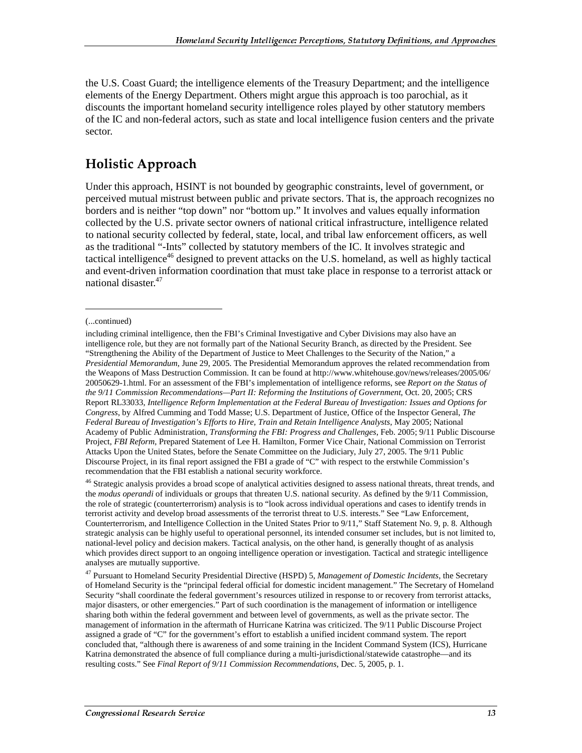the U.S. Coast Guard; the intelligence elements of the Treasury Department; and the intelligence elements of the Energy Department. Others might argue this approach is too parochial, as it discounts the important homeland security intelligence roles played by other statutory members of the IC and non-federal actors, such as state and local intelligence fusion centers and the private sector.

## Holistic Approach

Under this approach, HSINT is not bounded by geographic constraints, level of government, or perceived mutual mistrust between public and private sectors. That is, the approach recognizes no borders and is neither "top down" nor "bottom up." It involves and values equally information collected by the U.S. private sector owners of national critical infrastructure, intelligence related to national security collected by federal, state, local, and tribal law enforcement officers, as well as the traditional "-Ints" collected by statutory members of the IC. It involves strategic and tactical intelligence[46] designed to prevent attacks on the U.S. homeland, as well as highly tactical and event-driven information coordination that must take place in response to a terrorist attack or national disaster.[47]

---

(...continued)

including criminal intelligence, then the FBI's Criminal Investigative and Cyber Divisions may also have an intelligence role, but they are not formally part of the National Security Branch, as directed by the President. See "Strengthening the Ability of the Department of Justice to Meet Challenges to the Security of the Nation," a *Presidential Memorandum*, June 29, 2005. The Presidential Memorandum approves the related recommendation from the Weapons of Mass Destruction Commission. It can be found at http://www.whitehouse.gov/news/releases/2005/06/20050629-1.html. For an assessment of the FBI's implementation of intelligence reforms, see *Report on the Status of the 9/11 Commission Recommendations—Part II: Reforming the Institutions of Government*, Oct. 20, 2005; CRS Report RL33033, *Intelligence Reform Implementation at the Federal Bureau of Investigation: Issues and Options for Congress*, by Alfred Cumming and Todd Masse; U.S. Department of Justice, Office of the Inspector General, *The Federal Bureau of Investigation's Efforts to Hire, Train and Retain Intelligence Analysts*, May 2005; National Academy of Public Administration, *Transforming the FBI: Progress and Challenges*, Feb. 2005; 9/11 Public Discourse Project, *FBI Reform*, Prepared Statement of Lee H. Hamilton, Former Vice Chair, National Commission on Terrorist Attacks Upon the United States, before the Senate Committee on the Judiciary, July 27, 2005. The 9/11 Public Discourse Project, in its final report assigned the FBI a grade of "C" with respect to the erstwhile Commission's recommendation that the FBI establish a national security workforce.

[46] Strategic analysis provides a broad scope of analytical activities designed to assess national threats, threat trends, and the *modus operandi* of individuals or groups that threaten U.S. national security. As defined by the 9/11 Commission, the role of strategic (counterterrorism) analysis is to "look across individual operations and cases to identify trends in terrorist activity and develop broad assessments of the terrorist threat to U.S. interests." See "Law Enforcement, Counterterrorism, and Intelligence Collection in the United States Prior to 9/11," Staff Statement No. 9, p. 8. Although strategic analysis can be highly useful to operational personnel, its intended consumer set includes, but is not limited to, national-level policy and decision makers. Tactical analysis, on the other hand, is generally thought of as analysis which provides direct support to an ongoing intelligence operation or investigation. Tactical and strategic intelligence analyses are mutually supportive.

[47] Pursuant to Homeland Security Presidential Directive (HSPD) 5, *Management of Domestic Incidents*, the Secretary of Homeland Security is the "principal federal official for domestic incident management." The Secretary of Homeland Security "shall coordinate the federal government's resources utilized in response to or recovery from terrorist attacks, major disasters, or other emergencies." Part of such coordination is the management of information or intelligence sharing both within the federal government and between level of governments, as well as the private sector. The management of information in the aftermath of Hurricane Katrina was criticized. The 9/11 Public Discourse Project assigned a grade of "C" for the government's effort to establish a unified incident command system. The report concluded that, "although there is awareness of and some training in the Incident Command System (ICS), Hurricane Katrina demonstrated the absence of full compliance during a multi-jurisdictional/statewide catastrophe—and its resulting costs." See *Final Report of 9/11 Commission Recommendations*, Dec. 5, 2005, p. 1.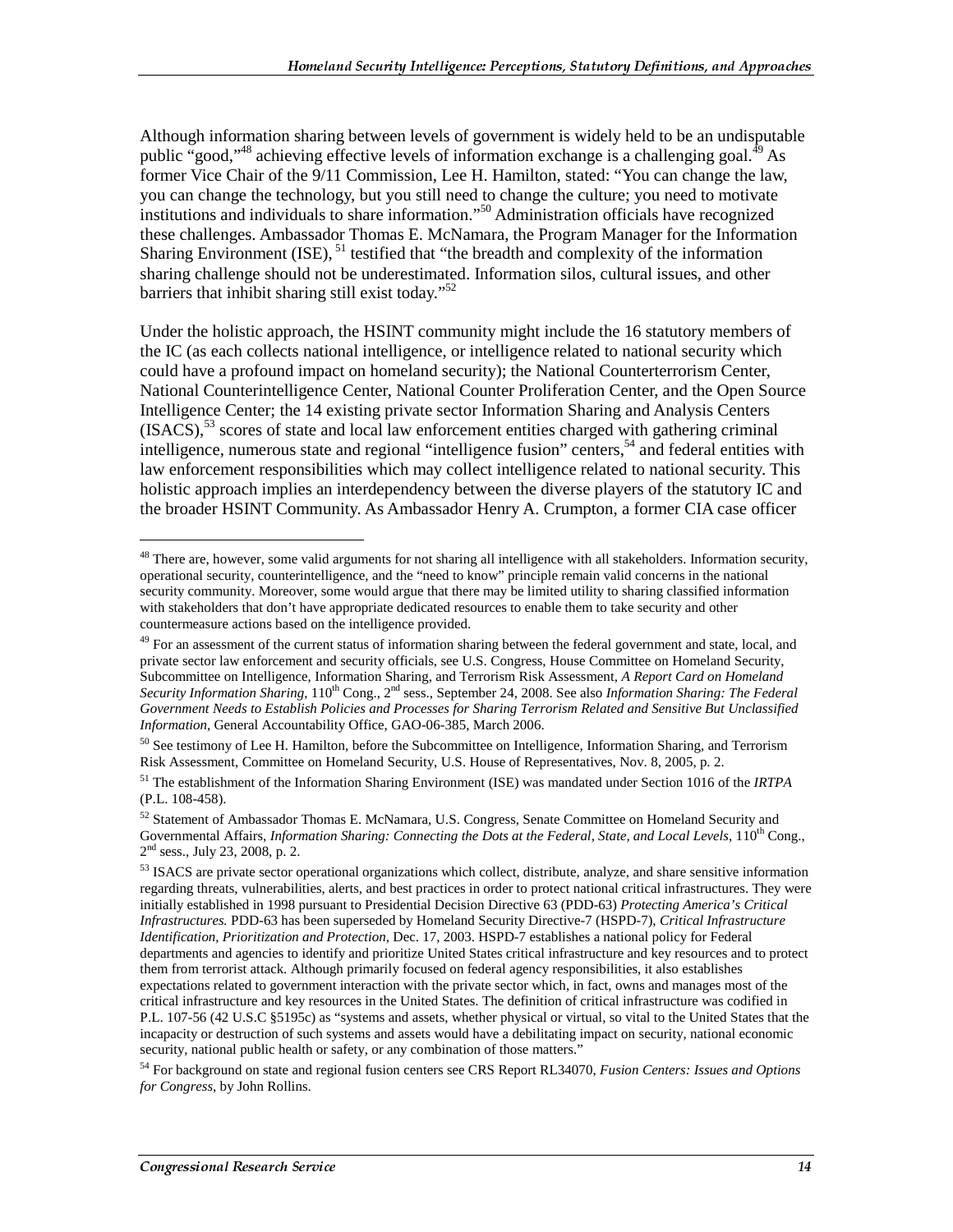Although information sharing between levels of government is widely held to be an undisputable public "good,"[48] achieving effective levels of information exchange is a challenging goal.[49] As former Vice Chair of the 9/11 Commission, Lee H. Hamilton, stated: "You can change the law, you can change the technology, but you still need to change the culture; you need to motivate institutions and individuals to share information."[50] Administration officials have recognized these challenges. Ambassador Thomas E. McNamara, the Program Manager for the Information Sharing Environment (ISE), [51] testified that "the breadth and complexity of the information sharing challenge should not be underestimated. Information silos, cultural issues, and other barriers that inhibit sharing still exist today."[52]

Under the holistic approach, the HSINT community might include the 16 statutory members of the IC (as each collects national intelligence, or intelligence related to national security which could have a profound impact on homeland security); the National Counterterrorism Center, National Counterintelligence Center, National Counter Proliferation Center, and the Open Source Intelligence Center; the 14 existing private sector Information Sharing and Analysis Centers (ISACS),[53] scores of state and local law enforcement entities charged with gathering criminal intelligence, numerous state and regional "intelligence fusion" centers,[54] and federal entities with law enforcement responsibilities which may collect intelligence related to national security. This holistic approach implies an interdependency between the diverse players of the statutory IC and the broader HSINT Community. As Ambassador Henry A. Crumpton, a former CIA case officer

---

[48] There are, however, some valid arguments for not sharing all intelligence with all stakeholders. Information security, operational security, counterintelligence, and the "need to know" principle remain valid concerns in the national security community. Moreover, some would argue that there may be limited utility to sharing classified information with stakeholders that don't have appropriate dedicated resources to enable them to take security and other countermeasure actions based on the intelligence provided.

[49] For an assessment of the current status of information sharing between the federal government and state, local, and private sector law enforcement and security officials, see U.S. Congress, House Committee on Homeland Security, Subcommittee on Intelligence, Information Sharing, and Terrorism Risk Assessment, *A Report Card on Homeland Security Information Sharing*, 110th Cong., 2nd sess., September 24, 2008. See also *Information Sharing: The Federal Government Needs to Establish Policies and Processes for Sharing Terrorism Related and Sensitive But Unclassified Information*, General Accountability Office, GAO-06-385, March 2006.

[50] See testimony of Lee H. Hamilton, before the Subcommittee on Intelligence, Information Sharing, and Terrorism Risk Assessment, Committee on Homeland Security, U.S. House of Representatives, Nov. 8, 2005, p. 2.

[51] The establishment of the Information Sharing Environment (ISE) was mandated under Section 1016 of the *IRTPA* (P.L. 108-458).

[52] Statement of Ambassador Thomas E. McNamara, U.S. Congress, Senate Committee on Homeland Security and Governmental Affairs, *Information Sharing: Connecting the Dots at the Federal, State, and Local Levels*, 110th Cong., 2nd sess., July 23, 2008, p. 2.

[53] ISACS are private sector operational organizations which collect, distribute, analyze, and share sensitive information regarding threats, vulnerabilities, alerts, and best practices in order to protect national critical infrastructures. They were initially established in 1998 pursuant to Presidential Decision Directive 63 (PDD-63) *Protecting America's Critical Infrastructures.* PDD-63 has been superseded by Homeland Security Directive-7 (HSPD-7), *Critical Infrastructure Identification, Prioritization and Protection*, Dec. 17, 2003. HSPD-7 establishes a national policy for Federal departments and agencies to identify and prioritize United States critical infrastructure and key resources and to protect them from terrorist attack. Although primarily focused on federal agency responsibilities, it also establishes expectations related to government interaction with the private sector which, in fact, owns and manages most of the critical infrastructure and key resources in the United States. The definition of critical infrastructure was codified in P.L. 107-56 (42 U.S.C §5195c) as "systems and assets, whether physical or virtual, so vital to the United States that the incapacity or destruction of such systems and assets would have a debilitating impact on security, national economic security, national public health or safety, or any combination of those matters."

[54] For background on state and regional fusion centers see CRS Report RL34070, *Fusion Centers: Issues and Options for Congress*, by John Rollins.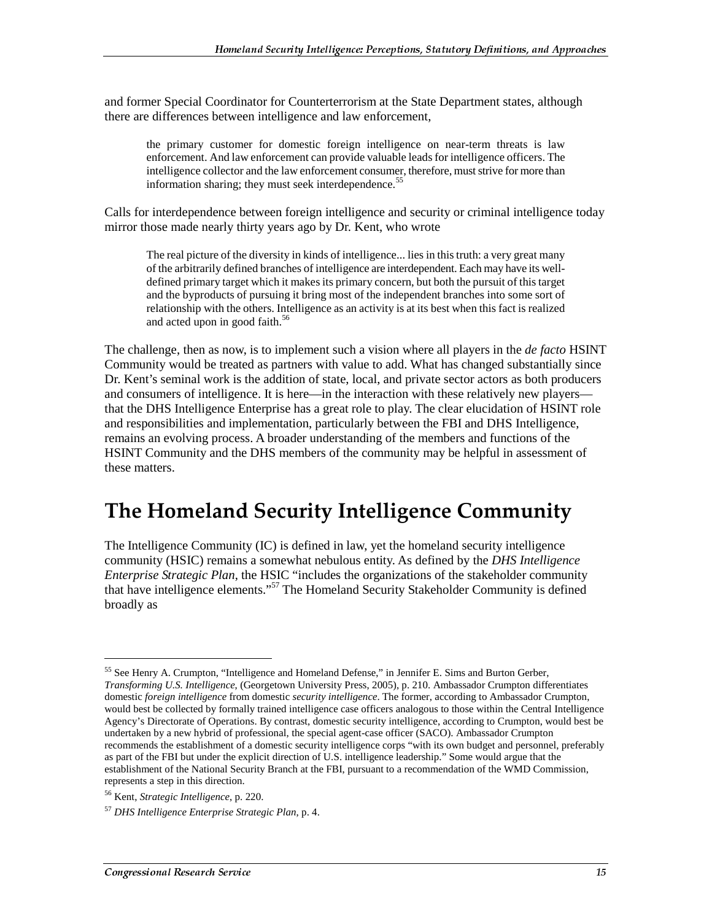and former Special Coordinator for Counterterrorism at the State Department states, although there are differences between intelligence and law enforcement,

> the primary customer for domestic foreign intelligence on near-term threats is law enforcement. And law enforcement can provide valuable leads for intelligence officers. The intelligence collector and the law enforcement consumer, therefore, must strive for more than information sharing; they must seek interdependence.[55]

Calls for interdependence between foreign intelligence and security or criminal intelligence today mirror those made nearly thirty years ago by Dr. Kent, who wrote

> The real picture of the diversity in kinds of intelligence... lies in this truth: a very great many of the arbitrarily defined branches of intelligence are interdependent. Each may have its well-defined primary target which it makes its primary concern, but both the pursuit of this target and the byproducts of pursuing it bring most of the independent branches into some sort of relationship with the others. Intelligence as an activity is at its best when this fact is realized and acted upon in good faith.[56]

The challenge, then as now, is to implement such a vision where all players in the *de facto* HSINT Community would be treated as partners with value to add. What has changed substantially since Dr. Kent's seminal work is the addition of state, local, and private sector actors as both producers and consumers of intelligence. It is here—in the interaction with these relatively new players—that the DHS Intelligence Enterprise has a great role to play. The clear elucidation of HSINT role and responsibilities and implementation, particularly between the FBI and DHS Intelligence, remains an evolving process. A broader understanding of the members and functions of the HSINT Community and the DHS members of the community may be helpful in assessment of these matters.

# The Homeland Security Intelligence Community

The Intelligence Community (IC) is defined in law, yet the homeland security intelligence community (HSIC) remains a somewhat nebulous entity. As defined by the *DHS Intelligence Enterprise Strategic Plan*, the HSIC "includes the organizations of the stakeholder community that have intelligence elements."[57] The Homeland Security Stakeholder Community is defined broadly as

---

[55] See Henry A. Crumpton, "Intelligence and Homeland Defense," in Jennifer E. Sims and Burton Gerber, *Transforming U.S. Intelligence*, (Georgetown University Press, 2005), p. 210. Ambassador Crumpton differentiates domestic *foreign intelligence* from domestic *security intelligence*. The former, according to Ambassador Crumpton, would best be collected by formally trained intelligence case officers analogous to those within the Central Intelligence Agency's Directorate of Operations. By contrast, domestic security intelligence, according to Crumpton, would best be undertaken by a new hybrid of professional, the special agent-case officer (SACO). Ambassador Crumpton recommends the establishment of a domestic security intelligence corps "with its own budget and personnel, preferably as part of the FBI but under the explicit direction of U.S. intelligence leadership." Some would argue that the establishment of the National Security Branch at the FBI, pursuant to a recommendation of the WMD Commission, represents a step in this direction.

[56] Kent, *Strategic Intelligence*, p. 220.

[57] *DHS Intelligence Enterprise Strategic Plan*, p. 4.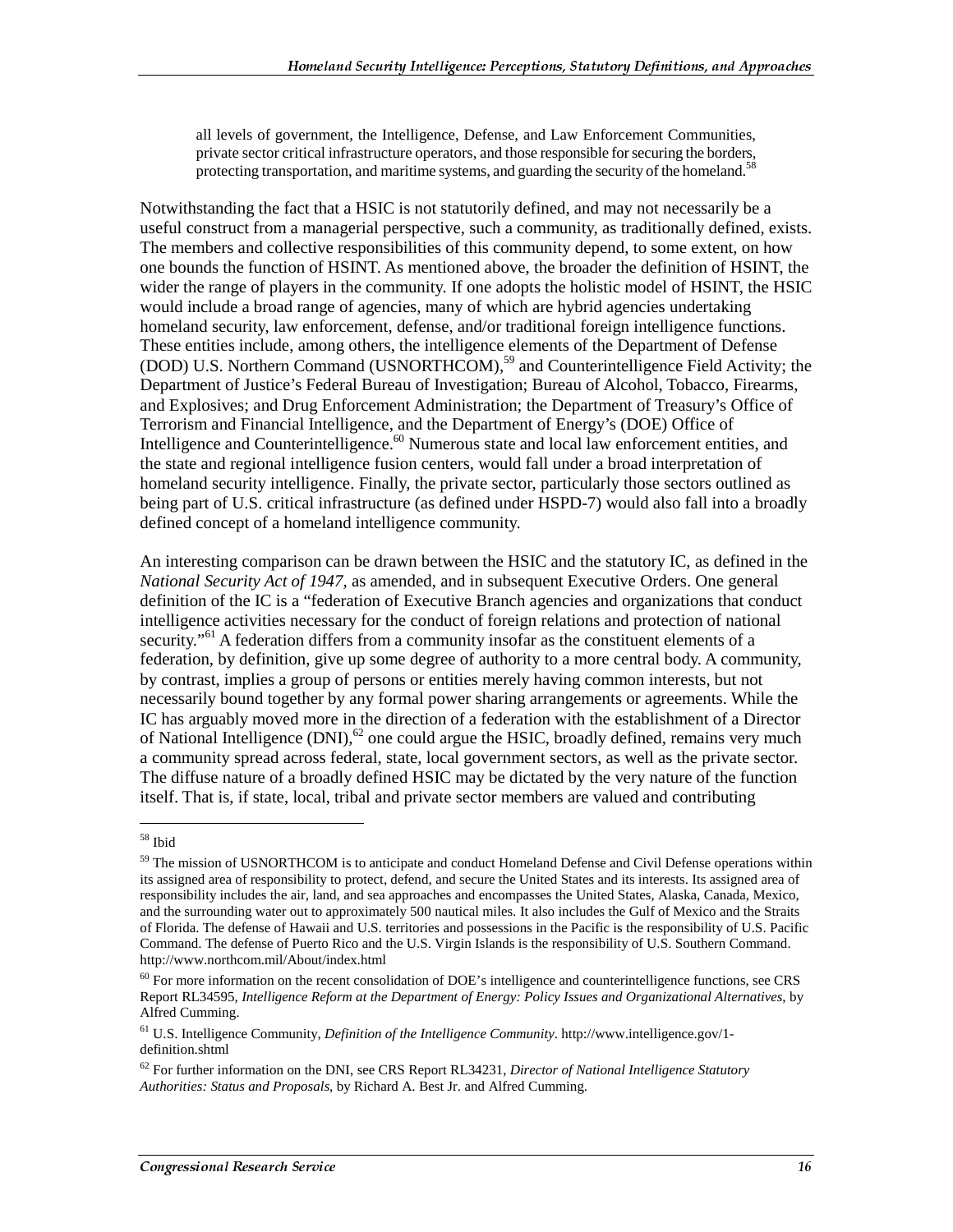> all levels of government, the Intelligence, Defense, and Law Enforcement Communities, private sector critical infrastructure operators, and those responsible for securing the borders, protecting transportation, and maritime systems, and guarding the security of the homeland.[58]

Notwithstanding the fact that a HSIC is not statutorily defined, and may not necessarily be a useful construct from a managerial perspective, such a community, as traditionally defined, exists. The members and collective responsibilities of this community depend, to some extent, on how one bounds the function of HSINT. As mentioned above, the broader the definition of HSINT, the wider the range of players in the community. If one adopts the holistic model of HSINT, the HSIC would include a broad range of agencies, many of which are hybrid agencies undertaking homeland security, law enforcement, defense, and/or traditional foreign intelligence functions. These entities include, among others, the intelligence elements of the Department of Defense (DOD) U.S. Northern Command (USNORTHCOM),[59] and Counterintelligence Field Activity; the Department of Justice's Federal Bureau of Investigation; Bureau of Alcohol, Tobacco, Firearms, and Explosives; and Drug Enforcement Administration; the Department of Treasury's Office of Terrorism and Financial Intelligence, and the Department of Energy's (DOE) Office of Intelligence and Counterintelligence.[60] Numerous state and local law enforcement entities, and the state and regional intelligence fusion centers, would fall under a broad interpretation of homeland security intelligence. Finally, the private sector, particularly those sectors outlined as being part of U.S. critical infrastructure (as defined under HSPD-7) would also fall into a broadly defined concept of a homeland intelligence community.

An interesting comparison can be drawn between the HSIC and the statutory IC, as defined in the *National Security Act of 1947*, as amended, and in subsequent Executive Orders. One general definition of the IC is a "federation of Executive Branch agencies and organizations that conduct intelligence activities necessary for the conduct of foreign relations and protection of national security."[61] A federation differs from a community insofar as the constituent elements of a federation, by definition, give up some degree of authority to a more central body. A community, by contrast, implies a group of persons or entities merely having common interests, but not necessarily bound together by any formal power sharing arrangements or agreements. While the IC has arguably moved more in the direction of a federation with the establishment of a Director of National Intelligence (DNI),[62] one could argue the HSIC, broadly defined, remains very much a community spread across federal, state, local government sectors, as well as the private sector. The diffuse nature of a broadly defined HSIC may be dictated by the very nature of the function itself. That is, if state, local, tribal and private sector members are valued and contributing

---

[58] Ibid

[59] The mission of USNORTHCOM is to anticipate and conduct Homeland Defense and Civil Defense operations within its assigned area of responsibility to protect, defend, and secure the United States and its interests. Its assigned area of responsibility includes the air, land, and sea approaches and encompasses the United States, Alaska, Canada, Mexico, and the surrounding water out to approximately 500 nautical miles. It also includes the Gulf of Mexico and the Straits of Florida. The defense of Hawaii and U.S. territories and possessions in the Pacific is the responsibility of U.S. Pacific Command. The defense of Puerto Rico and the U.S. Virgin Islands is the responsibility of U.S. Southern Command. http://www.northcom.mil/About/index.html

[60] For more information on the recent consolidation of DOE's intelligence and counterintelligence functions, see CRS Report RL34595, *Intelligence Reform at the Department of Energy: Policy Issues and Organizational Alternatives*, by Alfred Cumming.

[61] U.S. Intelligence Community, *Definition of the Intelligence Community*. http://www.intelligence.gov/1-definition.shtml

[62] For further information on the DNI, see CRS Report RL34231, *Director of National Intelligence Statutory Authorities: Status and Proposals*, by Richard A. Best Jr. and Alfred Cumming.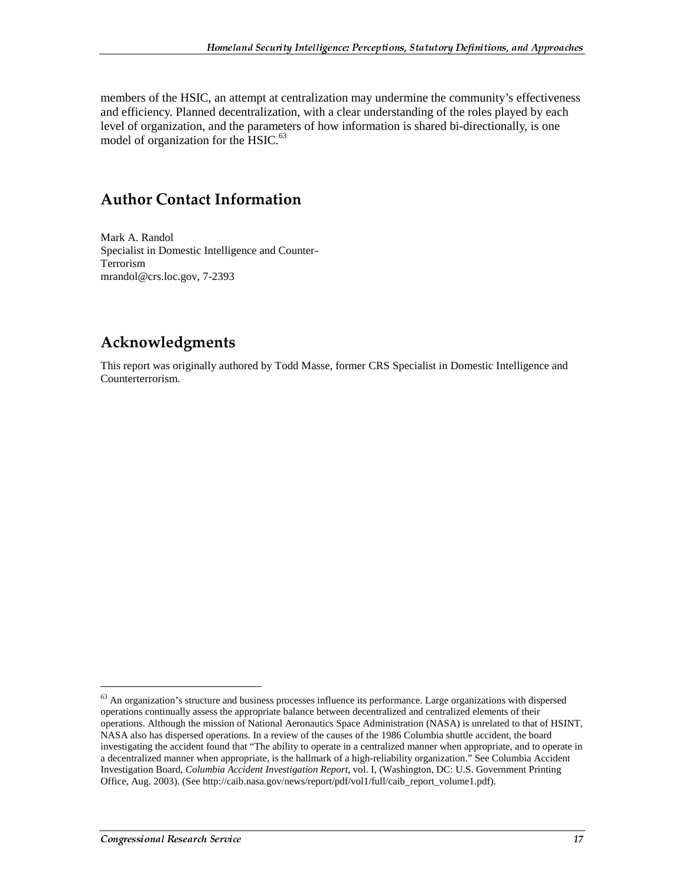members of the HSIC, an attempt at centralization may undermine the community's effectiveness and efficiency. Planned decentralization, with a clear understanding of the roles played by each level of organization, and the parameters of how information is shared bi-directionally, is one model of organization for the HSIC.[63]

## Author Contact Information

Mark A. Randol
Specialist in Domestic Intelligence and Counter-Terrorism
mrandol@crs.loc.gov, 7-2393

## Acknowledgments

This report was originally authored by Todd Masse, former CRS Specialist in Domestic Intelligence and Counterterrorism.

---

[63] An organization's structure and business processes influence its performance. Large organizations with dispersed operations continually assess the appropriate balance between decentralized and centralized elements of their operations. Although the mission of National Aeronautics Space Administration (NASA) is unrelated to that of HSINT, NASA also has dispersed operations. In a review of the causes of the 1986 Columbia shuttle accident, the board investigating the accident found that "The ability to operate in a centralized manner when appropriate, and to operate in a decentralized manner when appropriate, is the hallmark of a high-reliability organization." See Columbia Accident Investigation Board, *Columbia Accident Investigation Report*, vol. I, (Washington, DC: U.S. Government Printing Office, Aug. 2003). (See http://caib.nasa.gov/news/report/pdf/vol1/full/caib_report_volume1.pdf).